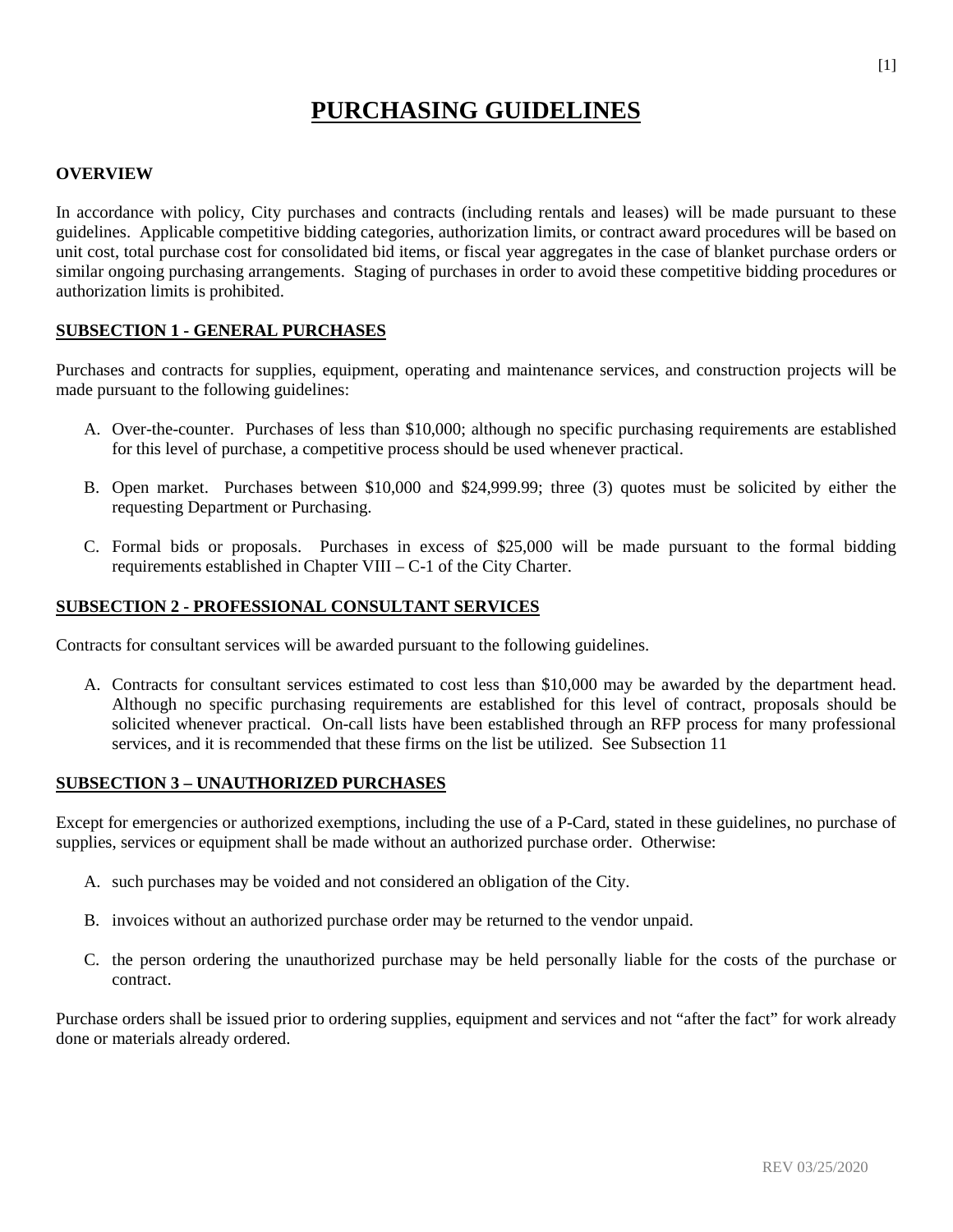# PURCHASING GUIDELINES

**OVERVIEW**

In accordance with policy, City purchases and contracts (including rentals and leases) will be made pursuant to these guidelines. Applicable competitive bidding categories, authorization limits, or contract award procedures will be based on unit cost, total purchase cost for consolidated bid items, or fiscal year aggregates in the case of blanket purchase orders or similar ongoing purchasing arrangements. Staging of purchases in order to avoid these competitive bidding procedures or authorization limits is prohibited.

**SUBSECTION 1 - GENERAL PURCHASES**

Purchases and contracts for supplies, equipment, operating and maintenance services, and construction projects will be made pursuant to the following guidelines:

A. Over-the-counter. Purchases of less than $10,000; although no specific purchasing requirements are established for this level of purchase, a competitive process should be used whenever practical.

B. Open market. Purchases between $10,000 and $24,999.99; three (3) quotes must be solicited by either the requesting Department or Purchasing.

C. Formal bids or proposals. Purchases in excess of $25,000 will be made pursuant to the formal bidding requirements established in Chapter VIII – C-1 of the City Charter.

**SUBSECTION 2 - PROFESSIONAL CONSULTANT SERVICES**

Contracts for consultant services will be awarded pursuant to the following guidelines.

A. Contracts for consultant services estimated to cost less than $10,000 may be awarded by the department head. Although no specific purchasing requirements are established for this level of contract, proposals should be solicited whenever practical. On-call lists have been established through an RFP process for many professional services, and it is recommended that these firms on the list be utilized. See Subsection 11

**SUBSECTION 3 – UNAUTHORIZED PURCHASES**

Except for emergencies or authorized exemptions, including the use of a P-Card, stated in these guidelines, no purchase of supplies, services or equipment shall be made without an authorized purchase order. Otherwise:

A. such purchases may be voided and not considered an obligation of the City.

B. invoices without an authorized purchase order may be returned to the vendor unpaid.

C. the person ordering the unauthorized purchase may be held personally liable for the costs of the purchase or contract.

Purchase orders shall be issued prior to ordering supplies, equipment and services and not "after the fact" for work already done or materials already ordered.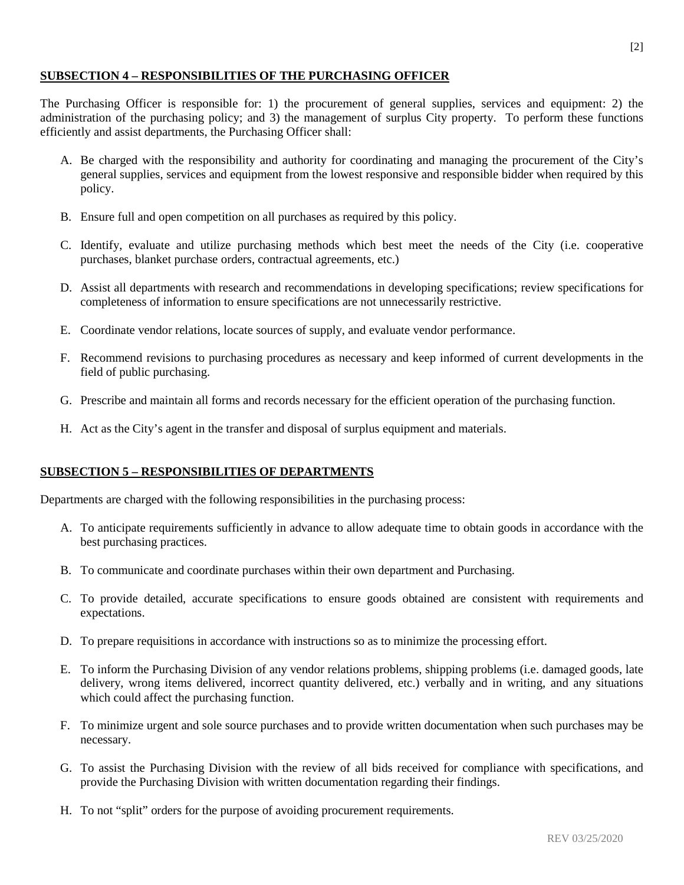## SUBSECTION 4 – RESPONSIBILITIES OF THE PURCHASING OFFICER

The Purchasing Officer is responsible for: 1) the procurement of general supplies, services and equipment: 2) the administration of the purchasing policy; and 3) the management of surplus City property. To perform these functions efficiently and assist departments, the Purchasing Officer shall:

A. Be charged with the responsibility and authority for coordinating and managing the procurement of the City's general supplies, services and equipment from the lowest responsive and responsible bidder when required by this policy.

B. Ensure full and open competition on all purchases as required by this policy.

C. Identify, evaluate and utilize purchasing methods which best meet the needs of the City (i.e. cooperative purchases, blanket purchase orders, contractual agreements, etc.)

D. Assist all departments with research and recommendations in developing specifications; review specifications for completeness of information to ensure specifications are not unnecessarily restrictive.

E. Coordinate vendor relations, locate sources of supply, and evaluate vendor performance.

F. Recommend revisions to purchasing procedures as necessary and keep informed of current developments in the field of public purchasing.

G. Prescribe and maintain all forms and records necessary for the efficient operation of the purchasing function.

H. Act as the City's agent in the transfer and disposal of surplus equipment and materials.

## SUBSECTION 5 – RESPONSIBILITIES OF DEPARTMENTS

Departments are charged with the following responsibilities in the purchasing process:

A. To anticipate requirements sufficiently in advance to allow adequate time to obtain goods in accordance with the best purchasing practices.

B. To communicate and coordinate purchases within their own department and Purchasing.

C. To provide detailed, accurate specifications to ensure goods obtained are consistent with requirements and expectations.

D. To prepare requisitions in accordance with instructions so as to minimize the processing effort.

E. To inform the Purchasing Division of any vendor relations problems, shipping problems (i.e. damaged goods, late delivery, wrong items delivered, incorrect quantity delivered, etc.) verbally and in writing, and any situations which could affect the purchasing function.

F. To minimize urgent and sole source purchases and to provide written documentation when such purchases may be necessary.

G. To assist the Purchasing Division with the review of all bids received for compliance with specifications, and provide the Purchasing Division with written documentation regarding their findings.

H. To not "split" orders for the purpose of avoiding procurement requirements.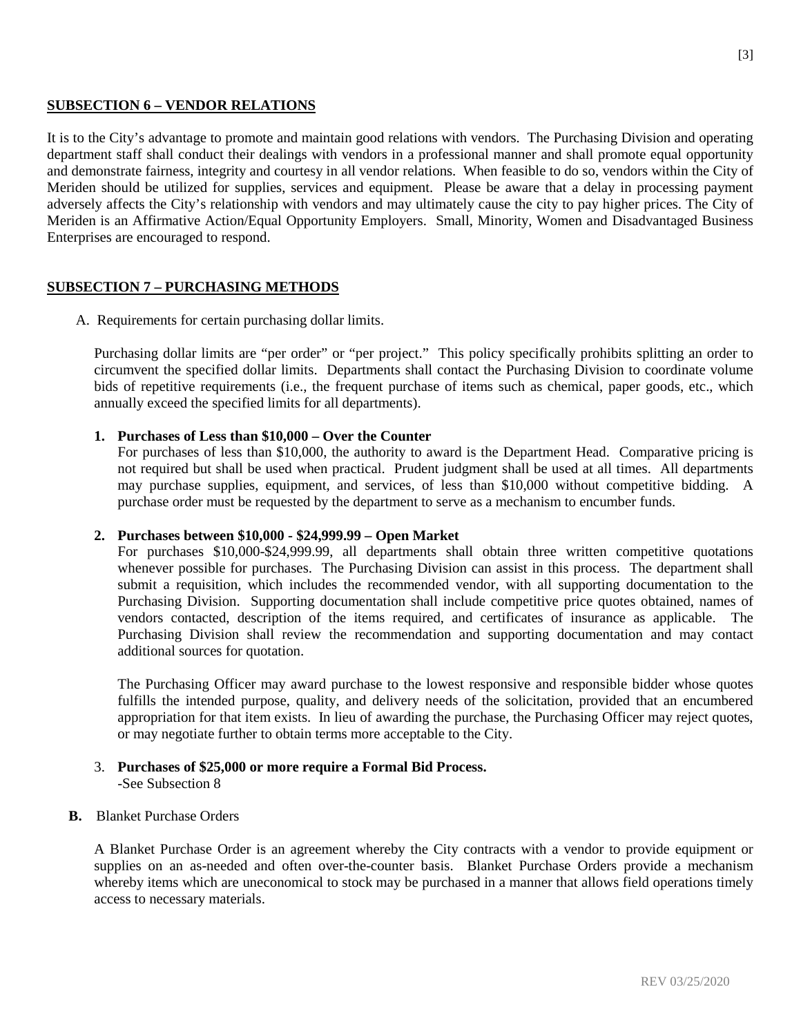## SUBSECTION 6 – VENDOR RELATIONS

It is to the City's advantage to promote and maintain good relations with vendors. The Purchasing Division and operating department staff shall conduct their dealings with vendors in a professional manner and shall promote equal opportunity and demonstrate fairness, integrity and courtesy in all vendor relations. When feasible to do so, vendors within the City of Meriden should be utilized for supplies, services and equipment. Please be aware that a delay in processing payment adversely affects the City's relationship with vendors and may ultimately cause the city to pay higher prices. The City of Meriden is an Affirmative Action/Equal Opportunity Employers. Small, Minority, Women and Disadvantaged Business Enterprises are encouraged to respond.

## SUBSECTION 7 – PURCHASING METHODS

A. Requirements for certain purchasing dollar limits.

Purchasing dollar limits are "per order" or "per project." This policy specifically prohibits splitting an order to circumvent the specified dollar limits. Departments shall contact the Purchasing Division to coordinate volume bids of repetitive requirements (i.e., the frequent purchase of items such as chemical, paper goods, etc., which annually exceed the specified limits for all departments).

**1. Purchases of Less than $10,000 – Over the Counter**

For purchases of less than $10,000, the authority to award is the Department Head. Comparative pricing is not required but shall be used when practical. Prudent judgment shall be used at all times. All departments may purchase supplies, equipment, and services, of less than $10,000 without competitive bidding. A purchase order must be requested by the department to serve as a mechanism to encumber funds.

**2. Purchases between $10,000 - $24,999.99 – Open Market**

For purchases $10,000-$24,999.99, all departments shall obtain three written competitive quotations whenever possible for purchases. The Purchasing Division can assist in this process. The department shall submit a requisition, which includes the recommended vendor, with all supporting documentation to the Purchasing Division. Supporting documentation shall include competitive price quotes obtained, names of vendors contacted, description of the items required, and certificates of insurance as applicable. The Purchasing Division shall review the recommendation and supporting documentation and may contact additional sources for quotation.

The Purchasing Officer may award purchase to the lowest responsive and responsible bidder whose quotes fulfills the intended purpose, quality, and delivery needs of the solicitation, provided that an encumbered appropriation for that item exists. In lieu of awarding the purchase, the Purchasing Officer may reject quotes, or may negotiate further to obtain terms more acceptable to the City.

3. **Purchases of $25,000 or more require a Formal Bid Process.**
-See Subsection 8

**B.** Blanket Purchase Orders

A Blanket Purchase Order is an agreement whereby the City contracts with a vendor to provide equipment or supplies on an as-needed and often over-the-counter basis. Blanket Purchase Orders provide a mechanism whereby items which are uneconomical to stock may be purchased in a manner that allows field operations timely access to necessary materials.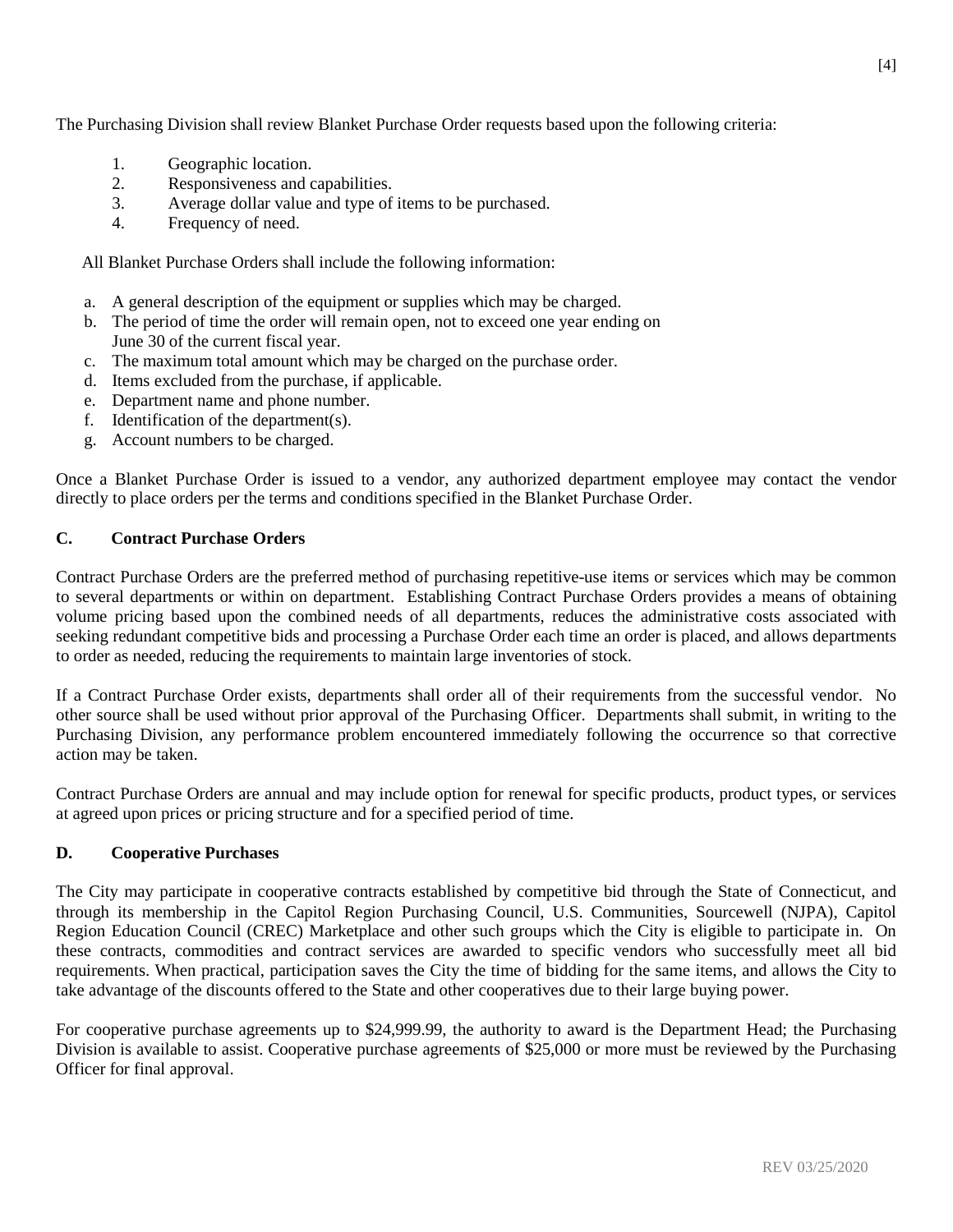The Purchasing Division shall review Blanket Purchase Order requests based upon the following criteria:

1. Geographic location.
2. Responsiveness and capabilities.
3. Average dollar value and type of items to be purchased.
4. Frequency of need.

All Blanket Purchase Orders shall include the following information:

a. A general description of the equipment or supplies which may be charged.
b. The period of time the order will remain open, not to exceed one year ending on June 30 of the current fiscal year.
c. The maximum total amount which may be charged on the purchase order.
d. Items excluded from the purchase, if applicable.
e. Department name and phone number.
f. Identification of the department(s).
g. Account numbers to be charged.

Once a Blanket Purchase Order is issued to a vendor, any authorized department employee may contact the vendor directly to place orders per the terms and conditions specified in the Blanket Purchase Order.

### C. Contract Purchase Orders

Contract Purchase Orders are the preferred method of purchasing repetitive-use items or services which may be common to several departments or within on department. Establishing Contract Purchase Orders provides a means of obtaining volume pricing based upon the combined needs of all departments, reduces the administrative costs associated with seeking redundant competitive bids and processing a Purchase Order each time an order is placed, and allows departments to order as needed, reducing the requirements to maintain large inventories of stock.

If a Contract Purchase Order exists, departments shall order all of their requirements from the successful vendor. No other source shall be used without prior approval of the Purchasing Officer. Departments shall submit, in writing to the Purchasing Division, any performance problem encountered immediately following the occurrence so that corrective action may be taken.

Contract Purchase Orders are annual and may include option for renewal for specific products, product types, or services at agreed upon prices or pricing structure and for a specified period of time.

### D. Cooperative Purchases

The City may participate in cooperative contracts established by competitive bid through the State of Connecticut, and through its membership in the Capitol Region Purchasing Council, U.S. Communities, Sourcewell (NJPA), Capitol Region Education Council (CREC) Marketplace and other such groups which the City is eligible to participate in. On these contracts, commodities and contract services are awarded to specific vendors who successfully meet all bid requirements. When practical, participation saves the City the time of bidding for the same items, and allows the City to take advantage of the discounts offered to the State and other cooperatives due to their large buying power.

For cooperative purchase agreements up to $24,999.99, the authority to award is the Department Head; the Purchasing Division is available to assist. Cooperative purchase agreements of $25,000 or more must be reviewed by the Purchasing Officer for final approval.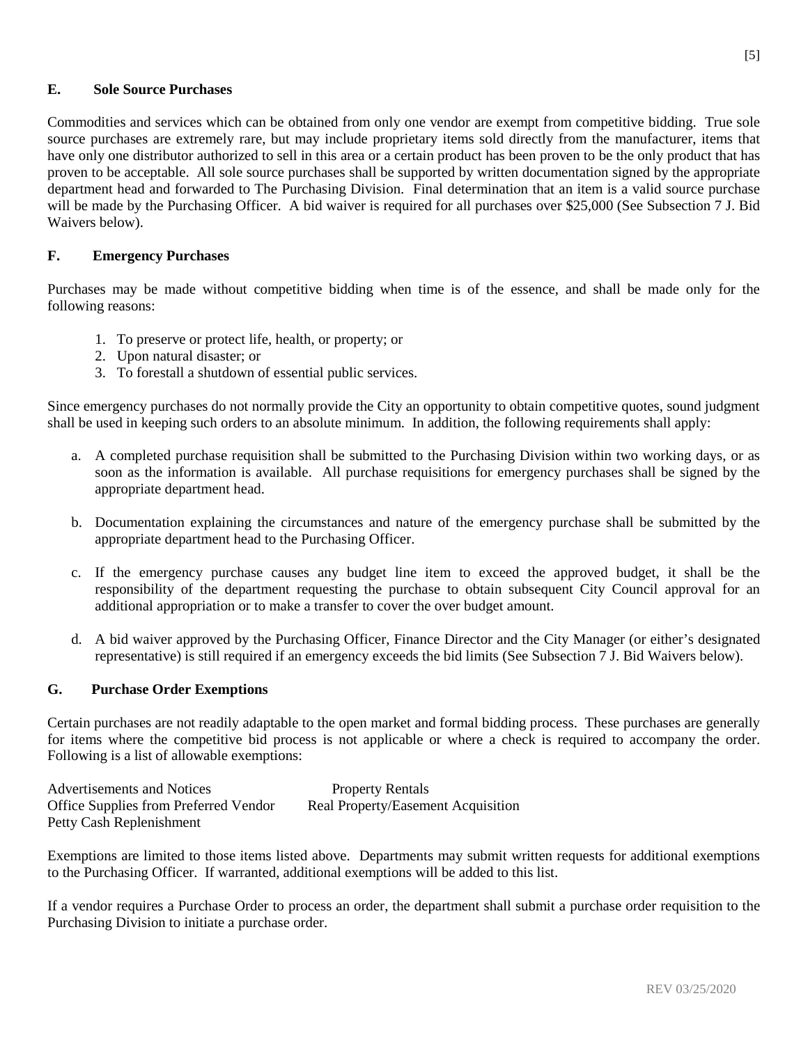## E. Sole Source Purchases

Commodities and services which can be obtained from only one vendor are exempt from competitive bidding. True sole source purchases are extremely rare, but may include proprietary items sold directly from the manufacturer, items that have only one distributor authorized to sell in this area or a certain product has been proven to be the only product that has proven to be acceptable. All sole source purchases shall be supported by written documentation signed by the appropriate department head and forwarded to The Purchasing Division. Final determination that an item is a valid source purchase will be made by the Purchasing Officer. A bid waiver is required for all purchases over $25,000 (See Subsection 7 J. Bid Waivers below).

## F. Emergency Purchases

Purchases may be made without competitive bidding when time is of the essence, and shall be made only for the following reasons:

1. To preserve or protect life, health, or property; or
2. Upon natural disaster; or
3. To forestall a shutdown of essential public services.

Since emergency purchases do not normally provide the City an opportunity to obtain competitive quotes, sound judgment shall be used in keeping such orders to an absolute minimum. In addition, the following requirements shall apply:

a. A completed purchase requisition shall be submitted to the Purchasing Division within two working days, or as soon as the information is available. All purchase requisitions for emergency purchases shall be signed by the appropriate department head.

b. Documentation explaining the circumstances and nature of the emergency purchase shall be submitted by the appropriate department head to the Purchasing Officer.

c. If the emergency purchase causes any budget line item to exceed the approved budget, it shall be the responsibility of the department requesting the purchase to obtain subsequent City Council approval for an additional appropriation or to make a transfer to cover the over budget amount.

d. A bid waiver approved by the Purchasing Officer, Finance Director and the City Manager (or either's designated representative) is still required if an emergency exceeds the bid limits (See Subsection 7 J. Bid Waivers below).

## G. Purchase Order Exemptions

Certain purchases are not readily adaptable to the open market and formal bidding process. These purchases are generally for items where the competitive bid process is not applicable or where a check is required to accompany the order. Following is a list of allowable exemptions:

- Advertisements and Notices
- Office Supplies from Preferred Vendor
- Petty Cash Replenishment
- Property Rentals
- Real Property/Easement Acquisition

Exemptions are limited to those items listed above. Departments may submit written requests for additional exemptions to the Purchasing Officer. If warranted, additional exemptions will be added to this list.

If a vendor requires a Purchase Order to process an order, the department shall submit a purchase order requisition to the Purchasing Division to initiate a purchase order.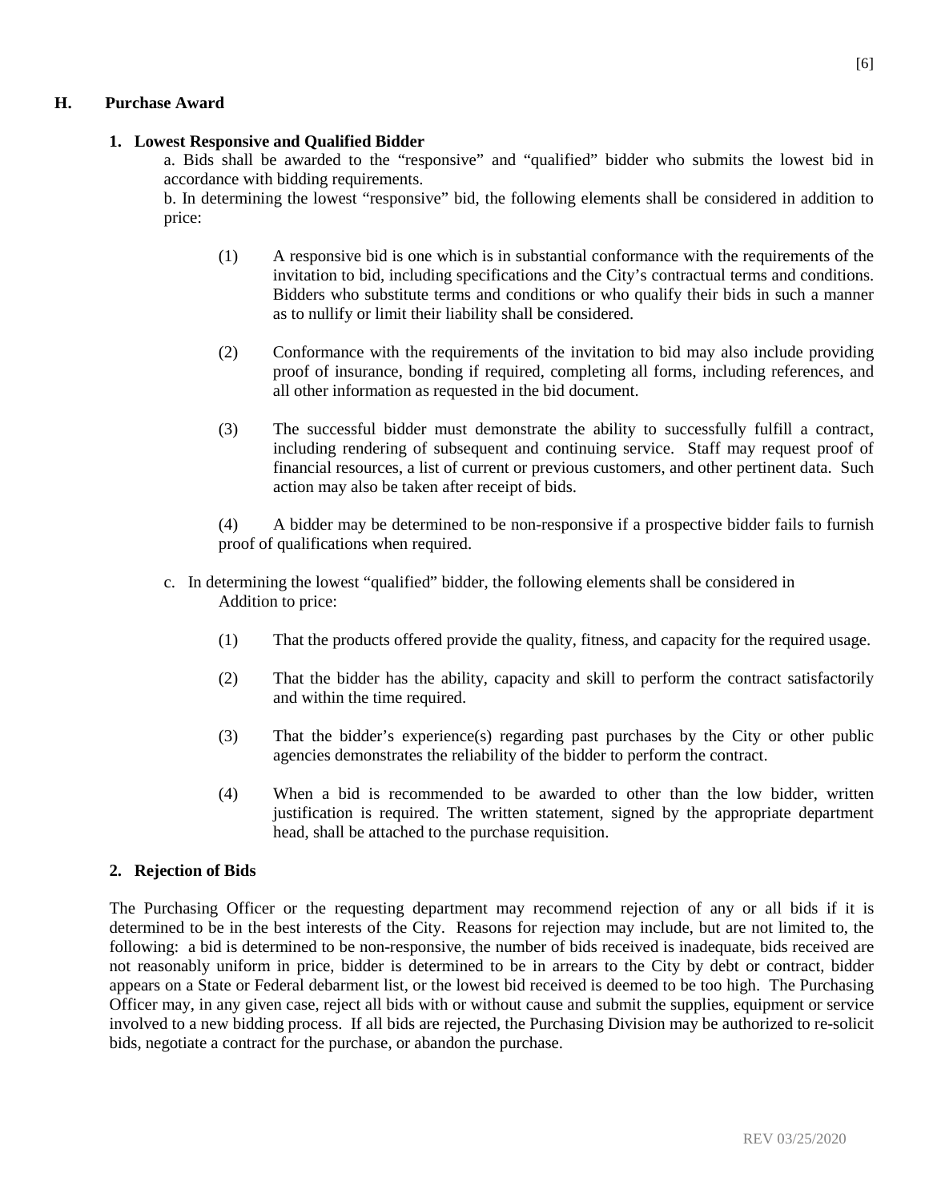## H. Purchase Award

### 1. Lowest Responsive and Qualified Bidder

a. Bids shall be awarded to the "responsive" and "qualified" bidder who submits the lowest bid in accordance with bidding requirements.

b. In determining the lowest "responsive" bid, the following elements shall be considered in addition to price:

(1) A responsive bid is one which is in substantial conformance with the requirements of the invitation to bid, including specifications and the City's contractual terms and conditions. Bidders who substitute terms and conditions or who qualify their bids in such a manner as to nullify or limit their liability shall be considered.

(2) Conformance with the requirements of the invitation to bid may also include providing proof of insurance, bonding if required, completing all forms, including references, and all other information as requested in the bid document.

(3) The successful bidder must demonstrate the ability to successfully fulfill a contract, including rendering of subsequent and continuing service. Staff may request proof of financial resources, a list of current or previous customers, and other pertinent data. Such action may also be taken after receipt of bids.

(4) A bidder may be determined to be non-responsive if a prospective bidder fails to furnish proof of qualifications when required.

c. In determining the lowest "qualified" bidder, the following elements shall be considered in Addition to price:

(1) That the products offered provide the quality, fitness, and capacity for the required usage.

(2) That the bidder has the ability, capacity and skill to perform the contract satisfactorily and within the time required.

(3) That the bidder's experience(s) regarding past purchases by the City or other public agencies demonstrates the reliability of the bidder to perform the contract.

(4) When a bid is recommended to be awarded to other than the low bidder, written justification is required. The written statement, signed by the appropriate department head, shall be attached to the purchase requisition.

### 2. Rejection of Bids

The Purchasing Officer or the requesting department may recommend rejection of any or all bids if it is determined to be in the best interests of the City. Reasons for rejection may include, but are not limited to, the following: a bid is determined to be non-responsive, the number of bids received is inadequate, bids received are not reasonably uniform in price, bidder is determined to be in arrears to the City by debt or contract, bidder appears on a State or Federal debarment list, or the lowest bid received is deemed to be too high. The Purchasing Officer may, in any given case, reject all bids with or without cause and submit the supplies, equipment or service involved to a new bidding process. If all bids are rejected, the Purchasing Division may be authorized to re-solicit bids, negotiate a contract for the purchase, or abandon the purchase.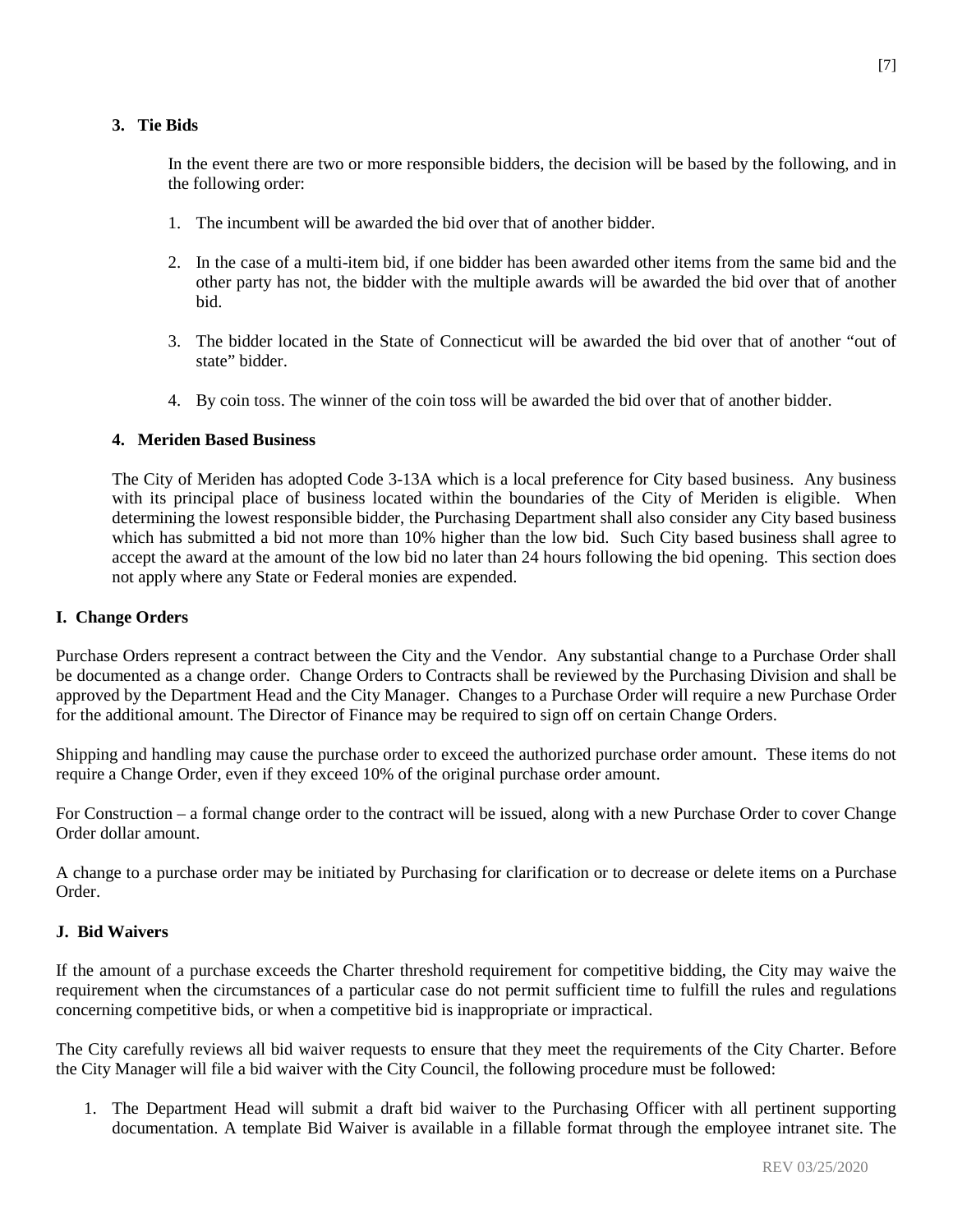### 3. Tie Bids

In the event there are two or more responsible bidders, the decision will be based by the following, and in the following order:

1. The incumbent will be awarded the bid over that of another bidder.
2. In the case of a multi-item bid, if one bidder has been awarded other items from the same bid and the other party has not, the bidder with the multiple awards will be awarded the bid over that of another bid.
3. The bidder located in the State of Connecticut will be awarded the bid over that of another "out of state" bidder.
4. By coin toss. The winner of the coin toss will be awarded the bid over that of another bidder.

### 4. Meriden Based Business

The City of Meriden has adopted Code 3-13A which is a local preference for City based business. Any business with its principal place of business located within the boundaries of the City of Meriden is eligible. When determining the lowest responsible bidder, the Purchasing Department shall also consider any City based business which has submitted a bid not more than 10% higher than the low bid. Such City based business shall agree to accept the award at the amount of the low bid no later than 24 hours following the bid opening. This section does not apply where any State or Federal monies are expended.

## I. Change Orders

Purchase Orders represent a contract between the City and the Vendor. Any substantial change to a Purchase Order shall be documented as a change order. Change Orders to Contracts shall be reviewed by the Purchasing Division and shall be approved by the Department Head and the City Manager. Changes to a Purchase Order will require a new Purchase Order for the additional amount. The Director of Finance may be required to sign off on certain Change Orders.

Shipping and handling may cause the purchase order to exceed the authorized purchase order amount. These items do not require a Change Order, even if they exceed 10% of the original purchase order amount.

For Construction – a formal change order to the contract will be issued, along with a new Purchase Order to cover Change Order dollar amount.

A change to a purchase order may be initiated by Purchasing for clarification or to decrease or delete items on a Purchase Order.

## J. Bid Waivers

If the amount of a purchase exceeds the Charter threshold requirement for competitive bidding, the City may waive the requirement when the circumstances of a particular case do not permit sufficient time to fulfill the rules and regulations concerning competitive bids, or when a competitive bid is inappropriate or impractical.

The City carefully reviews all bid waiver requests to ensure that they meet the requirements of the City Charter. Before the City Manager will file a bid waiver with the City Council, the following procedure must be followed:

1. The Department Head will submit a draft bid waiver to the Purchasing Officer with all pertinent supporting documentation. A template Bid Waiver is available in a fillable format through the employee intranet site. The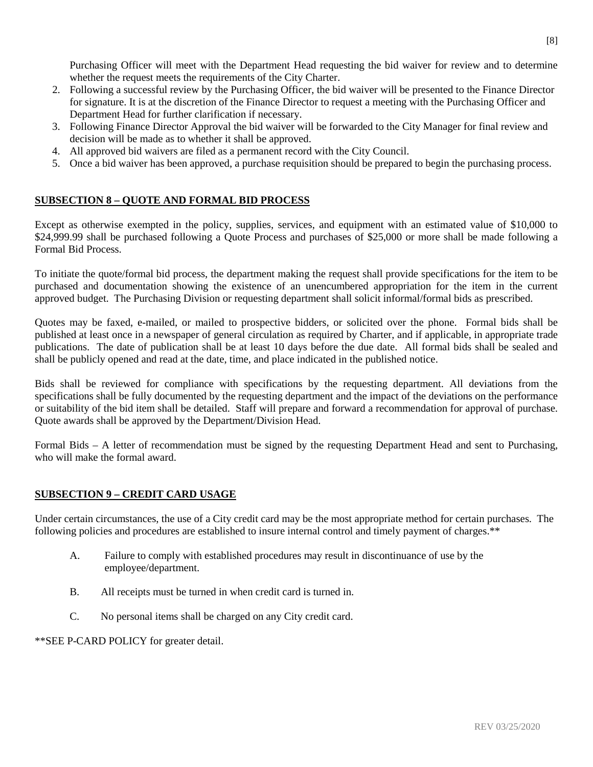Purchasing Officer will meet with the Department Head requesting the bid waiver for review and to determine whether the request meets the requirements of the City Charter.

2. Following a successful review by the Purchasing Officer, the bid waiver will be presented to the Finance Director for signature. It is at the discretion of the Finance Director to request a meeting with the Purchasing Officer and Department Head for further clarification if necessary.
3. Following Finance Director Approval the bid waiver will be forwarded to the City Manager for final review and decision will be made as to whether it shall be approved.
4. All approved bid waivers are filed as a permanent record with the City Council.
5. Once a bid waiver has been approved, a purchase requisition should be prepared to begin the purchasing process.

## SUBSECTION 8 – QUOTE AND FORMAL BID PROCESS

Except as otherwise exempted in the policy, supplies, services, and equipment with an estimated value of $10,000 to $24,999.99 shall be purchased following a Quote Process and purchases of $25,000 or more shall be made following a Formal Bid Process.

To initiate the quote/formal bid process, the department making the request shall provide specifications for the item to be purchased and documentation showing the existence of an unencumbered appropriation for the item in the current approved budget. The Purchasing Division or requesting department shall solicit informal/formal bids as prescribed.

Quotes may be faxed, e-mailed, or mailed to prospective bidders, or solicited over the phone. Formal bids shall be published at least once in a newspaper of general circulation as required by Charter, and if applicable, in appropriate trade publications. The date of publication shall be at least 10 days before the due date. All formal bids shall be sealed and shall be publicly opened and read at the date, time, and place indicated in the published notice.

Bids shall be reviewed for compliance with specifications by the requesting department. All deviations from the specifications shall be fully documented by the requesting department and the impact of the deviations on the performance or suitability of the bid item shall be detailed. Staff will prepare and forward a recommendation for approval of purchase. Quote awards shall be approved by the Department/Division Head.

Formal Bids – A letter of recommendation must be signed by the requesting Department Head and sent to Purchasing, who will make the formal award.

## SUBSECTION 9 – CREDIT CARD USAGE

Under certain circumstances, the use of a City credit card may be the most appropriate method for certain purchases. The following policies and procedures are established to insure internal control and timely payment of charges.**

A. Failure to comply with established procedures may result in discontinuance of use by the employee/department.

B. All receipts must be turned in when credit card is turned in.

C. No personal items shall be charged on any City credit card.

**SEE P-CARD POLICY for greater detail.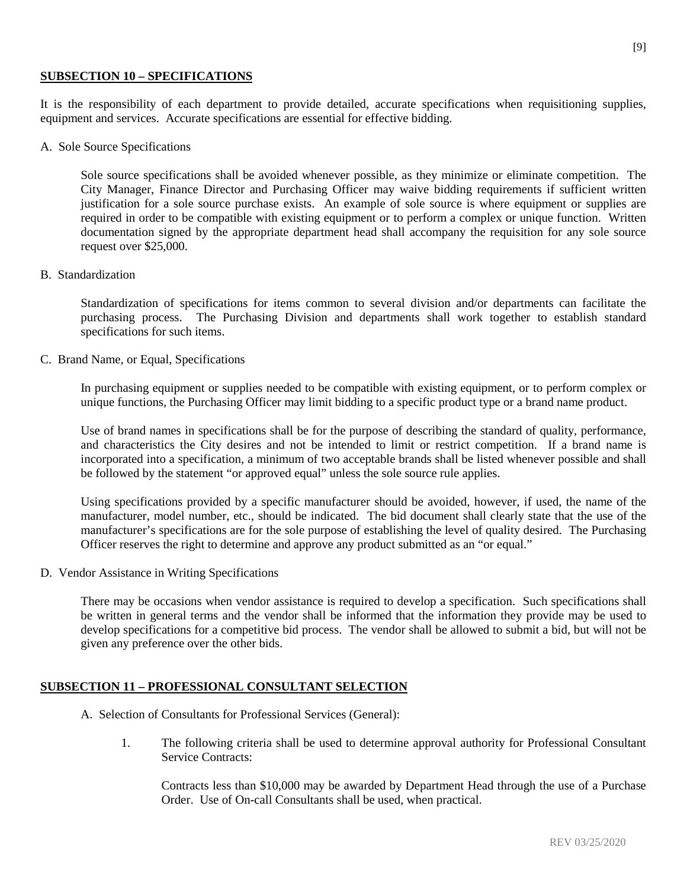## SUBSECTION 10 – SPECIFICATIONS

It is the responsibility of each department to provide detailed, accurate specifications when requisitioning supplies, equipment and services. Accurate specifications are essential for effective bidding.

A. Sole Source Specifications

Sole source specifications shall be avoided whenever possible, as they minimize or eliminate competition. The City Manager, Finance Director and Purchasing Officer may waive bidding requirements if sufficient written justification for a sole source purchase exists. An example of sole source is where equipment or supplies are required in order to be compatible with existing equipment or to perform a complex or unique function. Written documentation signed by the appropriate department head shall accompany the requisition for any sole source request over $25,000.

B. Standardization

Standardization of specifications for items common to several division and/or departments can facilitate the purchasing process. The Purchasing Division and departments shall work together to establish standard specifications for such items.

C. Brand Name, or Equal, Specifications

In purchasing equipment or supplies needed to be compatible with existing equipment, or to perform complex or unique functions, the Purchasing Officer may limit bidding to a specific product type or a brand name product.

Use of brand names in specifications shall be for the purpose of describing the standard of quality, performance, and characteristics the City desires and not be intended to limit or restrict competition. If a brand name is incorporated into a specification, a minimum of two acceptable brands shall be listed whenever possible and shall be followed by the statement "or approved equal" unless the sole source rule applies.

Using specifications provided by a specific manufacturer should be avoided, however, if used, the name of the manufacturer, model number, etc., should be indicated. The bid document shall clearly state that the use of the manufacturer's specifications are for the sole purpose of establishing the level of quality desired. The Purchasing Officer reserves the right to determine and approve any product submitted as an "or equal."

D. Vendor Assistance in Writing Specifications

There may be occasions when vendor assistance is required to develop a specification. Such specifications shall be written in general terms and the vendor shall be informed that the information they provide may be used to develop specifications for a competitive bid process. The vendor shall be allowed to submit a bid, but will not be given any preference over the other bids.

## SUBSECTION 11 – PROFESSIONAL CONSULTANT SELECTION

A. Selection of Consultants for Professional Services (General):

1. The following criteria shall be used to determine approval authority for Professional Consultant Service Contracts:

   Contracts less than $10,000 may be awarded by Department Head through the use of a Purchase Order. Use of On-call Consultants shall be used, when practical.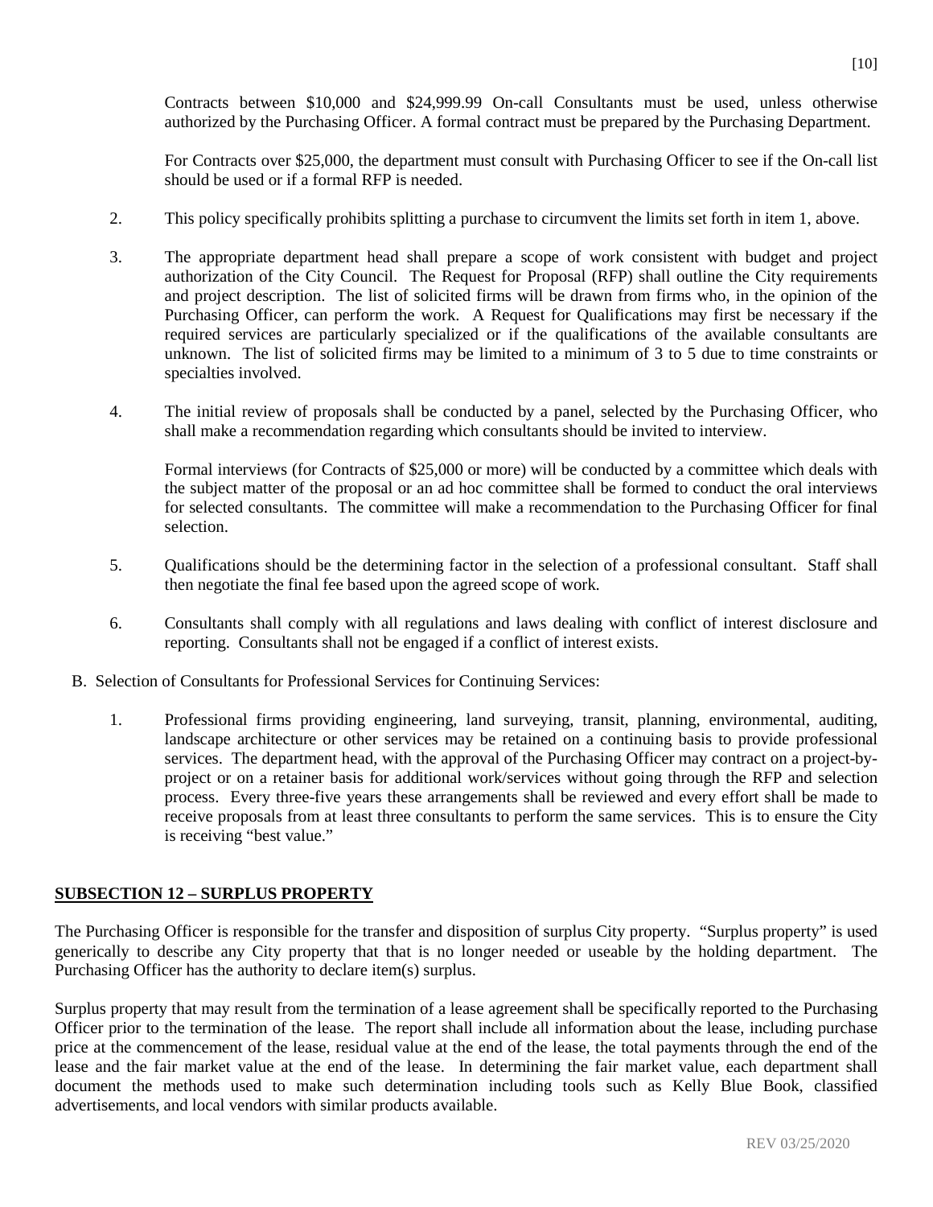Contracts between $10,000 and $24,999.99 On-call Consultants must be used, unless otherwise authorized by the Purchasing Officer. A formal contract must be prepared by the Purchasing Department.

For Contracts over $25,000, the department must consult with Purchasing Officer to see if the On-call list should be used or if a formal RFP is needed.

2. This policy specifically prohibits splitting a purchase to circumvent the limits set forth in item 1, above.

3. The appropriate department head shall prepare a scope of work consistent with budget and project authorization of the City Council. The Request for Proposal (RFP) shall outline the City requirements and project description. The list of solicited firms will be drawn from firms who, in the opinion of the Purchasing Officer, can perform the work. A Request for Qualifications may first be necessary if the required services are particularly specialized or if the qualifications of the available consultants are unknown. The list of solicited firms may be limited to a minimum of 3 to 5 due to time constraints or specialties involved.

4. The initial review of proposals shall be conducted by a panel, selected by the Purchasing Officer, who shall make a recommendation regarding which consultants should be invited to interview.

   Formal interviews (for Contracts of $25,000 or more) will be conducted by a committee which deals with the subject matter of the proposal or an ad hoc committee shall be formed to conduct the oral interviews for selected consultants. The committee will make a recommendation to the Purchasing Officer for final selection.

5. Qualifications should be the determining factor in the selection of a professional consultant. Staff shall then negotiate the final fee based upon the agreed scope of work.

6. Consultants shall comply with all regulations and laws dealing with conflict of interest disclosure and reporting. Consultants shall not be engaged if a conflict of interest exists.

B. Selection of Consultants for Professional Services for Continuing Services:

1. Professional firms providing engineering, land surveying, transit, planning, environmental, auditing, landscape architecture or other services may be retained on a continuing basis to provide professional services. The department head, with the approval of the Purchasing Officer may contract on a project-by-project or on a retainer basis for additional work/services without going through the RFP and selection process. Every three-five years these arrangements shall be reviewed and every effort shall be made to receive proposals from at least three consultants to perform the same services. This is to ensure the City is receiving "best value."

## SUBSECTION 12 – SURPLUS PROPERTY

The Purchasing Officer is responsible for the transfer and disposition of surplus City property. "Surplus property" is used generically to describe any City property that that is no longer needed or useable by the holding department. The Purchasing Officer has the authority to declare item(s) surplus.

Surplus property that may result from the termination of a lease agreement shall be specifically reported to the Purchasing Officer prior to the termination of the lease. The report shall include all information about the lease, including purchase price at the commencement of the lease, residual value at the end of the lease, the total payments through the end of the lease and the fair market value at the end of the lease. In determining the fair market value, each department shall document the methods used to make such determination including tools such as Kelly Blue Book, classified advertisements, and local vendors with similar products available.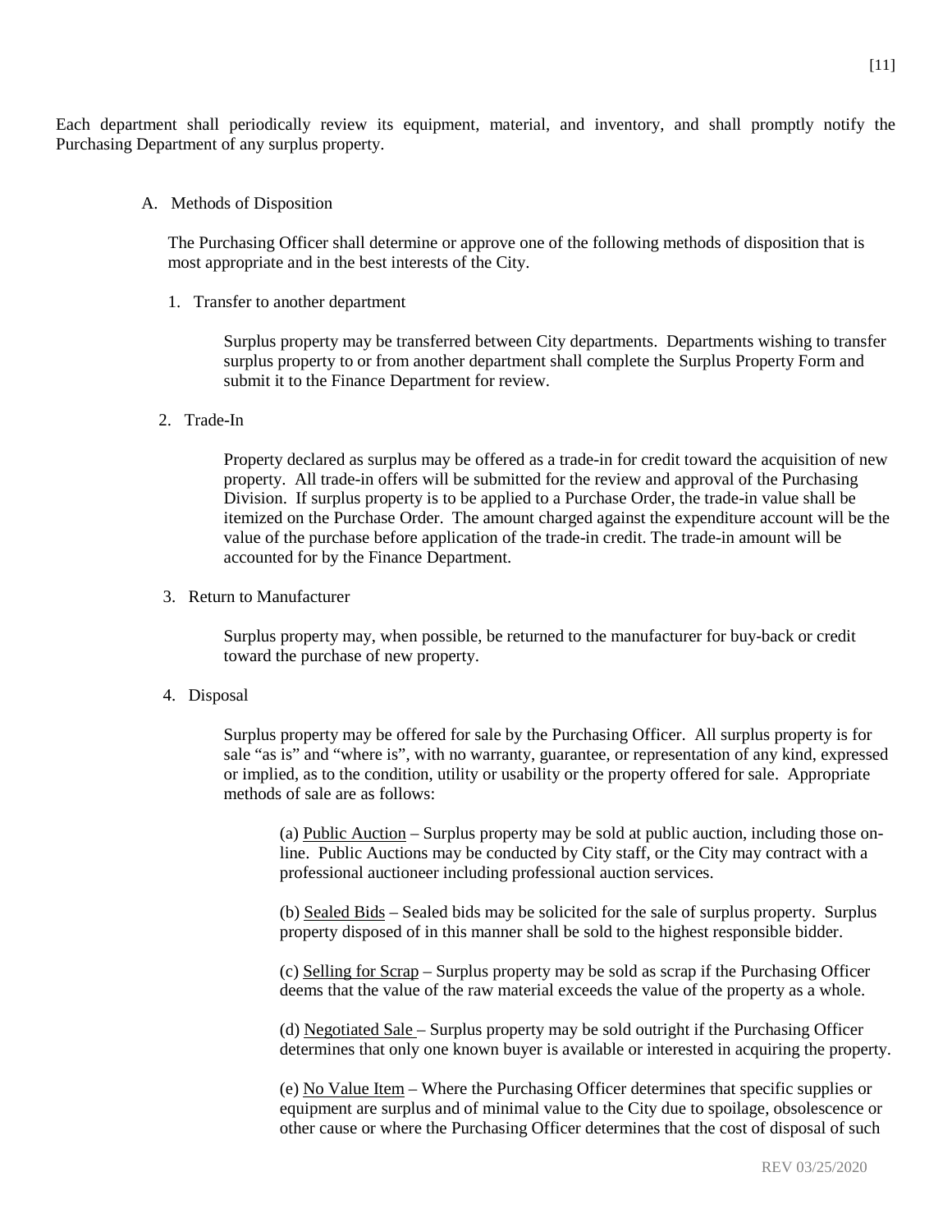Each department shall periodically review its equipment, material, and inventory, and shall promptly notify the Purchasing Department of any surplus property.

A. Methods of Disposition

The Purchasing Officer shall determine or approve one of the following methods of disposition that is most appropriate and in the best interests of the City.

1. Transfer to another department

   Surplus property may be transferred between City departments. Departments wishing to transfer surplus property to or from another department shall complete the Surplus Property Form and submit it to the Finance Department for review.

2. Trade-In

   Property declared as surplus may be offered as a trade-in for credit toward the acquisition of new property. All trade-in offers will be submitted for the review and approval of the Purchasing Division. If surplus property is to be applied to a Purchase Order, the trade-in value shall be itemized on the Purchase Order. The amount charged against the expenditure account will be the value of the purchase before application of the trade-in credit. The trade-in amount will be accounted for by the Finance Department.

3. Return to Manufacturer

   Surplus property may, when possible, be returned to the manufacturer for buy-back or credit toward the purchase of new property.

4. Disposal

   Surplus property may be offered for sale by the Purchasing Officer. All surplus property is for sale "as is" and "where is", with no warranty, guarantee, or representation of any kind, expressed or implied, as to the condition, utility or usability or the property offered for sale. Appropriate methods of sale are as follows:

   (a) Public Auction – Surplus property may be sold at public auction, including those on-line. Public Auctions may be conducted by City staff, or the City may contract with a professional auctioneer including professional auction services.

   (b) Sealed Bids – Sealed bids may be solicited for the sale of surplus property. Surplus property disposed of in this manner shall be sold to the highest responsible bidder.

   (c) Selling for Scrap – Surplus property may be sold as scrap if the Purchasing Officer deems that the value of the raw material exceeds the value of the property as a whole.

   (d) Negotiated Sale – Surplus property may be sold outright if the Purchasing Officer determines that only one known buyer is available or interested in acquiring the property.

   (e) No Value Item – Where the Purchasing Officer determines that specific supplies or equipment are surplus and of minimal value to the City due to spoilage, obsolescence or other cause or where the Purchasing Officer determines that the cost of disposal of such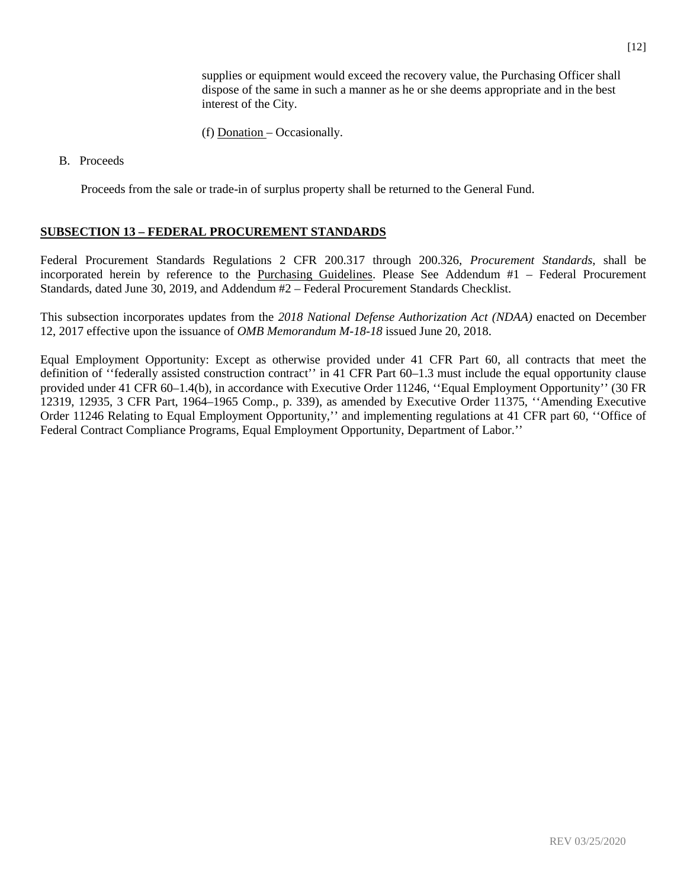supplies or equipment would exceed the recovery value, the Purchasing Officer shall dispose of the same in such a manner as he or she deems appropriate and in the best interest of the City.

(f) Donation – Occasionally.

B. Proceeds

Proceeds from the sale or trade-in of surplus property shall be returned to the General Fund.

## SUBSECTION 13 – FEDERAL PROCUREMENT STANDARDS

Federal Procurement Standards Regulations 2 CFR 200.317 through 200.326, *Procurement Standards*, shall be incorporated herein by reference to the Purchasing Guidelines. Please See Addendum #1 – Federal Procurement Standards, dated June 30, 2019, and Addendum #2 – Federal Procurement Standards Checklist.

This subsection incorporates updates from the *2018 National Defense Authorization Act (NDAA)* enacted on December 12, 2017 effective upon the issuance of *OMB Memorandum M-18-18* issued June 20, 2018.

Equal Employment Opportunity: Except as otherwise provided under 41 CFR Part 60, all contracts that meet the definition of ''federally assisted construction contract'' in 41 CFR Part 60–1.3 must include the equal opportunity clause provided under 41 CFR 60–1.4(b), in accordance with Executive Order 11246, ''Equal Employment Opportunity'' (30 FR 12319, 12935, 3 CFR Part, 1964–1965 Comp., p. 339), as amended by Executive Order 11375, ''Amending Executive Order 11246 Relating to Equal Employment Opportunity,'' and implementing regulations at 41 CFR part 60, ''Office of Federal Contract Compliance Programs, Equal Employment Opportunity, Department of Labor.''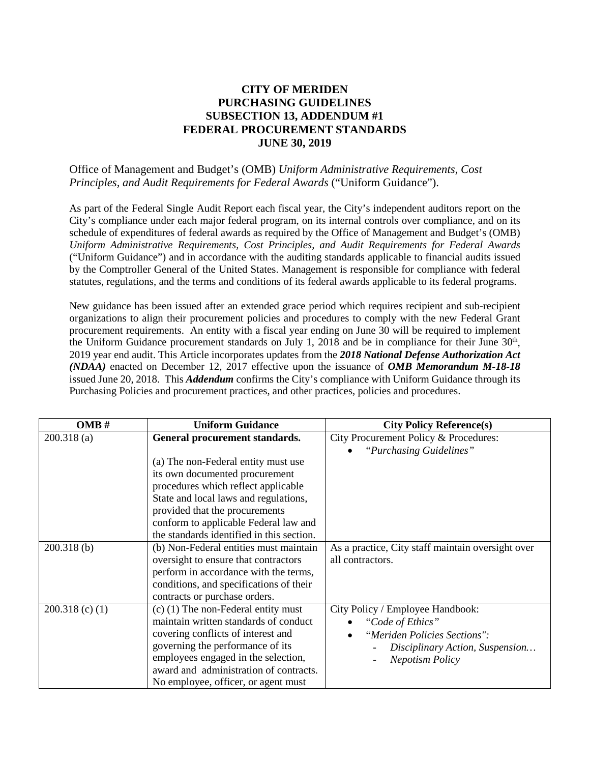# CITY OF MERIDEN
# PURCHASING GUIDELINES
# SUBSECTION 13, ADDENDUM #1
# FEDERAL PROCUREMENT STANDARDS
# JUNE 30, 2019

Office of Management and Budget's (OMB) *Uniform Administrative Requirements, Cost Principles, and Audit Requirements for Federal Awards* ("Uniform Guidance").

As part of the Federal Single Audit Report each fiscal year, the City's independent auditors report on the City's compliance under each major federal program, on its internal controls over compliance, and on its schedule of expenditures of federal awards as required by the Office of Management and Budget's (OMB) *Uniform Administrative Requirements, Cost Principles, and Audit Requirements for Federal Awards* ("Uniform Guidance") and in accordance with the auditing standards applicable to financial audits issued by the Comptroller General of the United States. Management is responsible for compliance with federal statutes, regulations, and the terms and conditions of its federal awards applicable to its federal programs.

New guidance has been issued after an extended grace period which requires recipient and sub-recipient organizations to align their procurement policies and procedures to comply with the new Federal Grant procurement requirements. An entity with a fiscal year ending on June 30 will be required to implement the Uniform Guidance procurement standards on July 1, 2018 and be in compliance for their June 30th, 2019 year end audit. This Article incorporates updates from the ***2018 National Defense Authorization Act (NDAA)*** enacted on December 12, 2017 effective upon the issuance of ***OMB Memorandum M-18-18*** issued June 20, 2018. This ***Addendum*** confirms the City's compliance with Uniform Guidance through its Purchasing Policies and procurement practices, and other practices, policies and procedures.

| OMB # | Uniform Guidance | City Policy Reference(s) |
|---|---|---|
| 200.318 (a) | **General procurement standards.**<br><br>(a) The non-Federal entity must use its own documented procurement procedures which reflect applicable State and local laws and regulations, provided that the procurements conform to applicable Federal law and the standards identified in this section. | City Procurement Policy & Procedures:<br>• *"Purchasing Guidelines"* |
| 200.318 (b) | (b) Non-Federal entities must maintain oversight to ensure that contractors perform in accordance with the terms, conditions, and specifications of their contracts or purchase orders. | As a practice, City staff maintain oversight over all contractors. |
| 200.318 (c) (1) | (c) (1) The non-Federal entity must maintain written standards of conduct covering conflicts of interest and governing the performance of its employees engaged in the selection, award and administration of contracts. No employee, officer, or agent must | City Policy / Employee Handbook:<br>• *"Code of Ethics"*<br>• *"Meriden Policies Sections":*<br>  - *Disciplinary Action, Suspension…*<br>  - *Nepotism Policy* |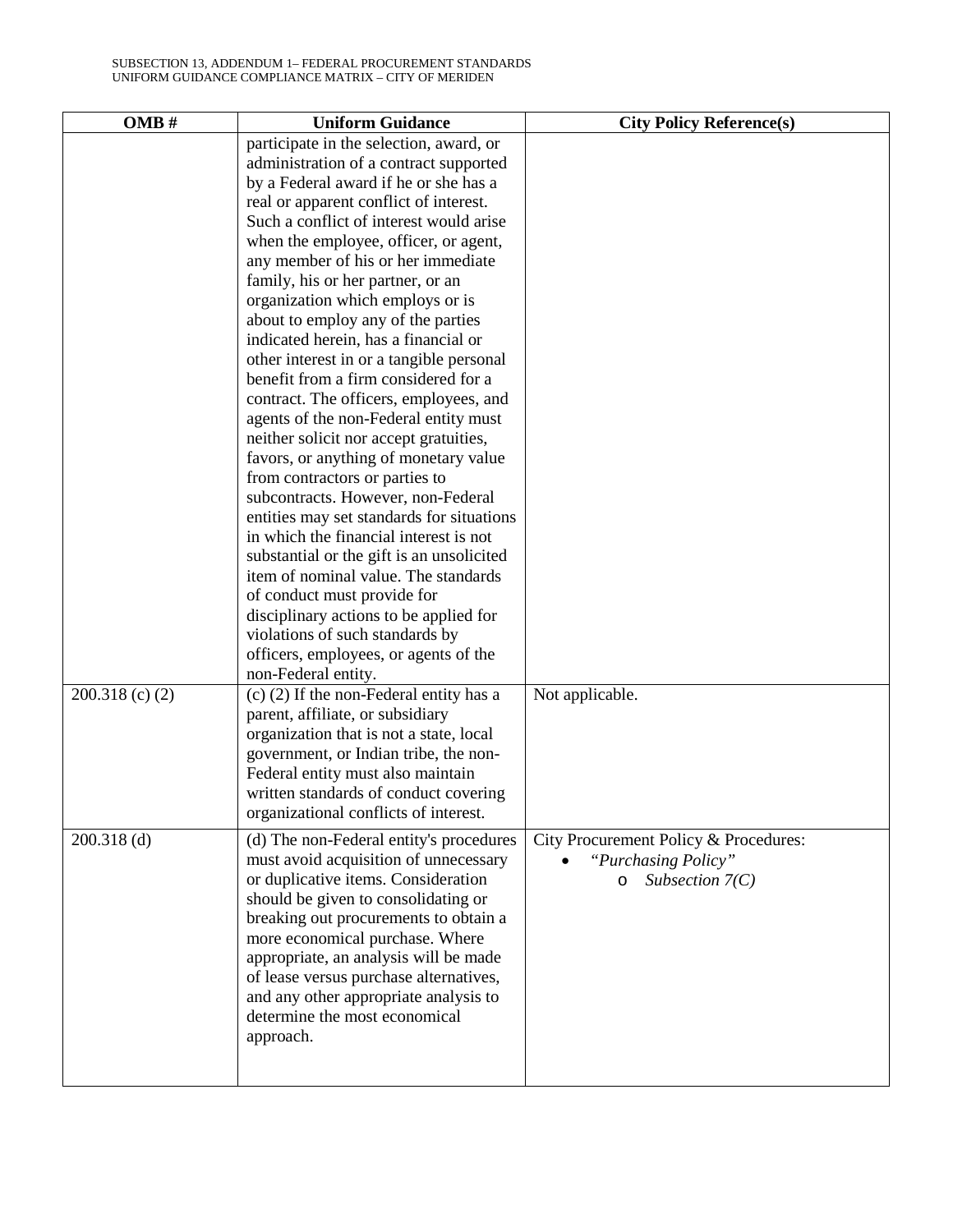| OMB # | Uniform Guidance | City Policy Reference(s) |
|---|---|---|
| | participate in the selection, award, or administration of a contract supported by a Federal award if he or she has a real or apparent conflict of interest. Such a conflict of interest would arise when the employee, officer, or agent, any member of his or her immediate family, his or her partner, or an organization which employs or is about to employ any of the parties indicated herein, has a financial or other interest in or a tangible personal benefit from a firm considered for a contract. The officers, employees, and agents of the non-Federal entity must neither solicit nor accept gratuities, favors, or anything of monetary value from contractors or parties to subcontracts. However, non-Federal entities may set standards for situations in which the financial interest is not substantial or the gift is an unsolicited item of nominal value. The standards of conduct must provide for disciplinary actions to be applied for violations of such standards by officers, employees, or agents of the non-Federal entity. | |
| 200.318 (c) (2) | (c) (2) If the non-Federal entity has a parent, affiliate, or subsidiary organization that is not a state, local government, or Indian tribe, the non-Federal entity must also maintain written standards of conduct covering organizational conflicts of interest. | Not applicable. |
| 200.318 (d) | (d) The non-Federal entity's procedures must avoid acquisition of unnecessary or duplicative items. Consideration should be given to consolidating or breaking out procurements to obtain a more economical purchase. Where appropriate, an analysis will be made of lease versus purchase alternatives, and any other appropriate analysis to determine the most economical approach. | City Procurement Policy & Procedures:<br>• *"Purchasing Policy"*<br>  ○ *Subsection 7(C)* |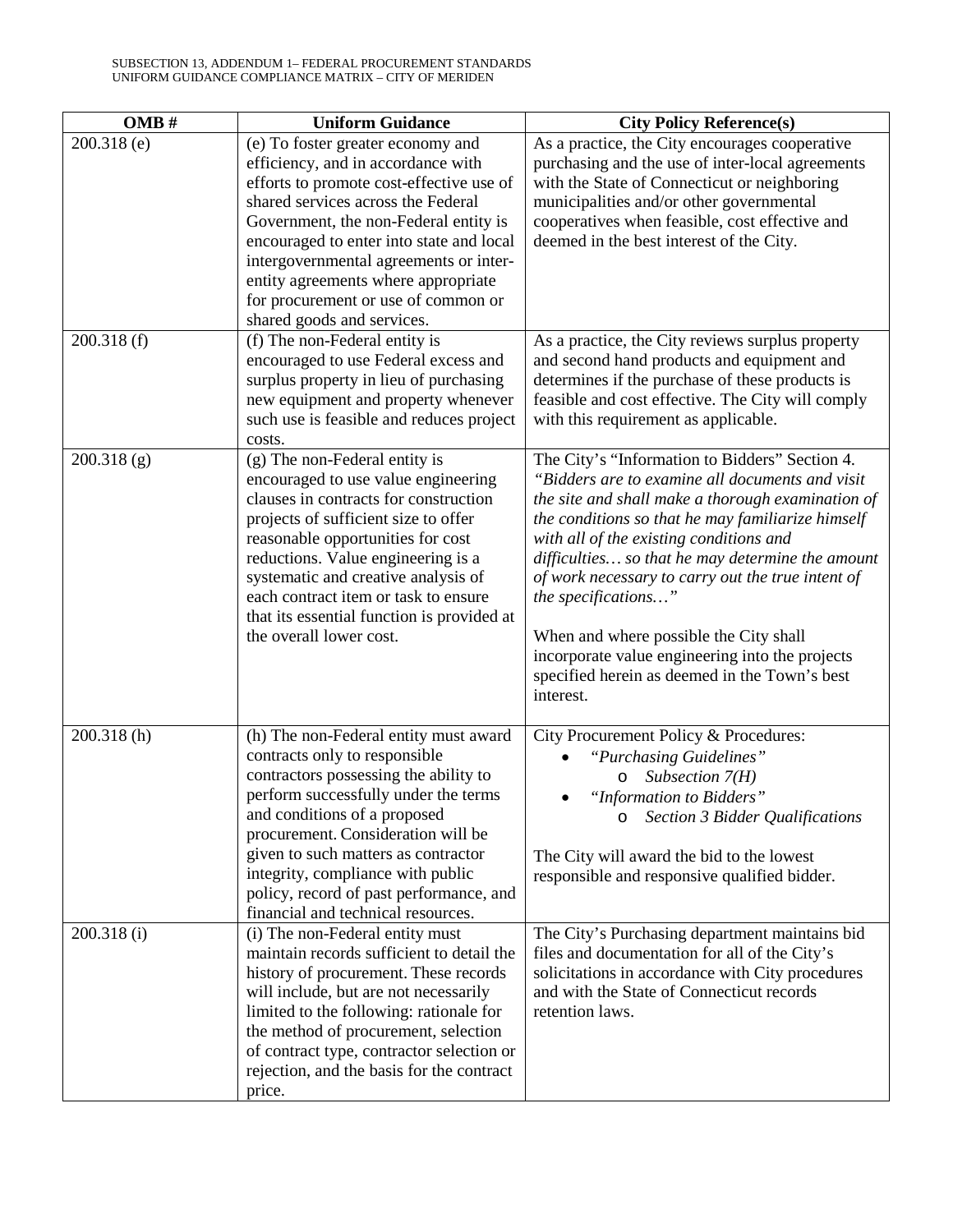| OMB # | Uniform Guidance | City Policy Reference(s) |
|---|---|---|
| 200.318 (e) | (e) To foster greater economy and efficiency, and in accordance with efforts to promote cost-effective use of shared services across the Federal Government, the non-Federal entity is encouraged to enter into state and local intergovernmental agreements or inter-entity agreements where appropriate for procurement or use of common or shared goods and services. | As a practice, the City encourages cooperative purchasing and the use of inter-local agreements with the State of Connecticut or neighboring municipalities and/or other governmental cooperatives when feasible, cost effective and deemed in the best interest of the City. |
| 200.318 (f) | (f) The non-Federal entity is encouraged to use Federal excess and surplus property in lieu of purchasing new equipment and property whenever such use is feasible and reduces project costs. | As a practice, the City reviews surplus property and second hand products and equipment and determines if the purchase of these products is feasible and cost effective. The City will comply with this requirement as applicable. |
| 200.318 (g) | (g) The non-Federal entity is encouraged to use value engineering clauses in contracts for construction projects of sufficient size to offer reasonable opportunities for cost reductions. Value engineering is a systematic and creative analysis of each contract item or task to ensure that its essential function is provided at the overall lower cost. | The City's "Information to Bidders" Section 4. *"Bidders are to examine all documents and visit the site and shall make a thorough examination of the conditions so that he may familiarize himself with all of the existing conditions and difficulties… so that he may determine the amount of work necessary to carry out the true intent of the specifications…"*<br><br>When and where possible the City shall incorporate value engineering into the projects specified herein as deemed in the Town's best interest. |
| 200.318 (h) | (h) The non-Federal entity must award contracts only to responsible contractors possessing the ability to perform successfully under the terms and conditions of a proposed procurement. Consideration will be given to such matters as contractor integrity, compliance with public policy, record of past performance, and financial and technical resources. | City Procurement Policy & Procedures:<br>• *"Purchasing Guidelines"*<br>  o *Subsection 7(H)*<br>• *"Information to Bidders"*<br>  o *Section 3 Bidder Qualifications*<br><br>The City will award the bid to the lowest responsible and responsive qualified bidder. |
| 200.318 (i) | (i) The non-Federal entity must maintain records sufficient to detail the history of procurement. These records will include, but are not necessarily limited to the following: rationale for the method of procurement, selection of contract type, contractor selection or rejection, and the basis for the contract price. | The City's Purchasing department maintains bid files and documentation for all of the City's solicitations in accordance with City procedures and with the State of Connecticut records retention laws. |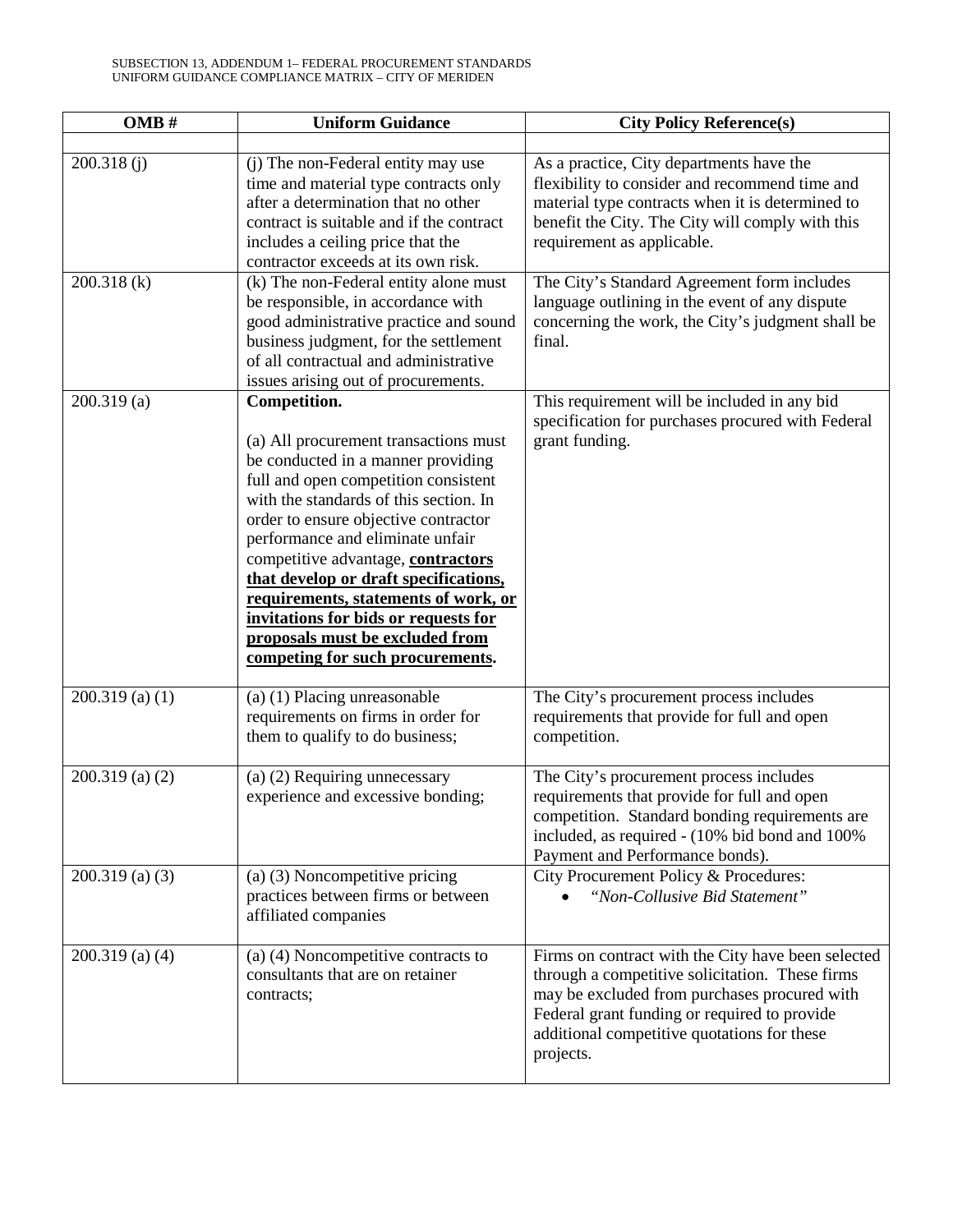| OMB # | Uniform Guidance | City Policy Reference(s) |
|---|---|---|
| | | |
| 200.318 (j) | (j) The non-Federal entity may use time and material type contracts only after a determination that no other contract is suitable and if the contract includes a ceiling price that the contractor exceeds at its own risk. | As a practice, City departments have the flexibility to consider and recommend time and material type contracts when it is determined to benefit the City. The City will comply with this requirement as applicable. |
| 200.318 (k) | (k) The non-Federal entity alone must be responsible, in accordance with good administrative practice and sound business judgment, for the settlement of all contractual and administrative issues arising out of procurements. | The City's Standard Agreement form includes language outlining in the event of any dispute concerning the work, the City's judgment shall be final. |
| 200.319 (a) | **Competition.**<br><br>(a) All procurement transactions must be conducted in a manner providing full and open competition consistent with the standards of this section. In order to ensure objective contractor performance and eliminate unfair competitive advantage, **contractors that develop or draft specifications, requirements, statements of work, or invitations for bids or requests for proposals must be excluded from competing for such procurements.** | This requirement will be included in any bid specification for purchases procured with Federal grant funding. |
| 200.319 (a) (1) | (a) (1) Placing unreasonable requirements on firms in order for them to qualify to do business; | The City's procurement process includes requirements that provide for full and open competition. |
| 200.319 (a) (2) | (a) (2) Requiring unnecessary experience and excessive bonding; | The City's procurement process includes requirements that provide for full and open competition. Standard bonding requirements are included, as required - (10% bid bond and 100% Payment and Performance bonds). |
| 200.319 (a) (3) | (a) (3) Noncompetitive pricing practices between firms or between affiliated companies | City Procurement Policy & Procedures:<br>• *"Non-Collusive Bid Statement"* |
| 200.319 (a) (4) | (a) (4) Noncompetitive contracts to consultants that are on retainer contracts; | Firms on contract with the City have been selected through a competitive solicitation. These firms may be excluded from purchases procured with Federal grant funding or required to provide additional competitive quotations for these projects. |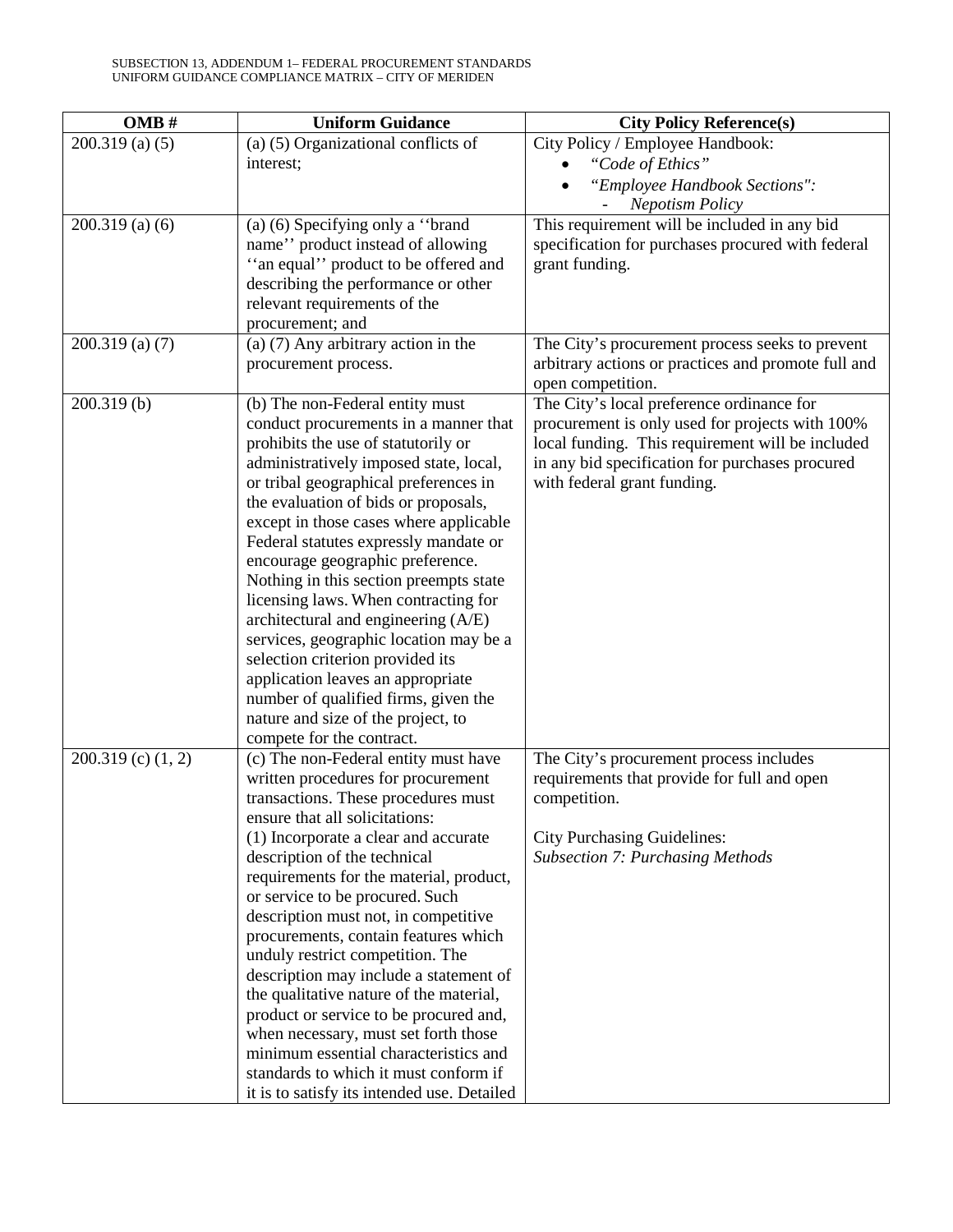| OMB # | Uniform Guidance | City Policy Reference(s) |
|---|---|---|
| 200.319 (a) (5) | (a) (5) Organizational conflicts of interest; | City Policy / Employee Handbook: <br>• *"Code of Ethics"* <br>• *"Employee Handbook Sections":* <br>  - *Nepotism Policy* |
| 200.319 (a) (6) | (a) (6) Specifying only a ''brand name'' product instead of allowing ''an equal'' product to be offered and describing the performance or other relevant requirements of the procurement; and | This requirement will be included in any bid specification for purchases procured with federal grant funding. |
| 200.319 (a) (7) | (a) (7) Any arbitrary action in the procurement process. | The City's procurement process seeks to prevent arbitrary actions or practices and promote full and open competition. |
| 200.319 (b) | (b) The non-Federal entity must conduct procurements in a manner that prohibits the use of statutorily or administratively imposed state, local, or tribal geographical preferences in the evaluation of bids or proposals, except in those cases where applicable Federal statutes expressly mandate or encourage geographic preference. Nothing in this section preempts state licensing laws. When contracting for architectural and engineering (A/E) services, geographic location may be a selection criterion provided its application leaves an appropriate number of qualified firms, given the nature and size of the project, to compete for the contract. | The City's local preference ordinance for procurement is only used for projects with 100% local funding. This requirement will be included in any bid specification for purchases procured with federal grant funding. |
| 200.319 (c) (1, 2) | (c) The non-Federal entity must have written procedures for procurement transactions. These procedures must ensure that all solicitations: <br>(1) Incorporate a clear and accurate description of the technical requirements for the material, product, or service to be procured. Such description must not, in competitive procurements, contain features which unduly restrict competition. The description may include a statement of the qualitative nature of the material, product or service to be procured and, when necessary, must set forth those minimum essential characteristics and standards to which it must conform if it is to satisfy its intended use. Detailed | The City's procurement process includes requirements that provide for full and open competition. <br><br>City Purchasing Guidelines: <br>*Subsection 7: Purchasing Methods* |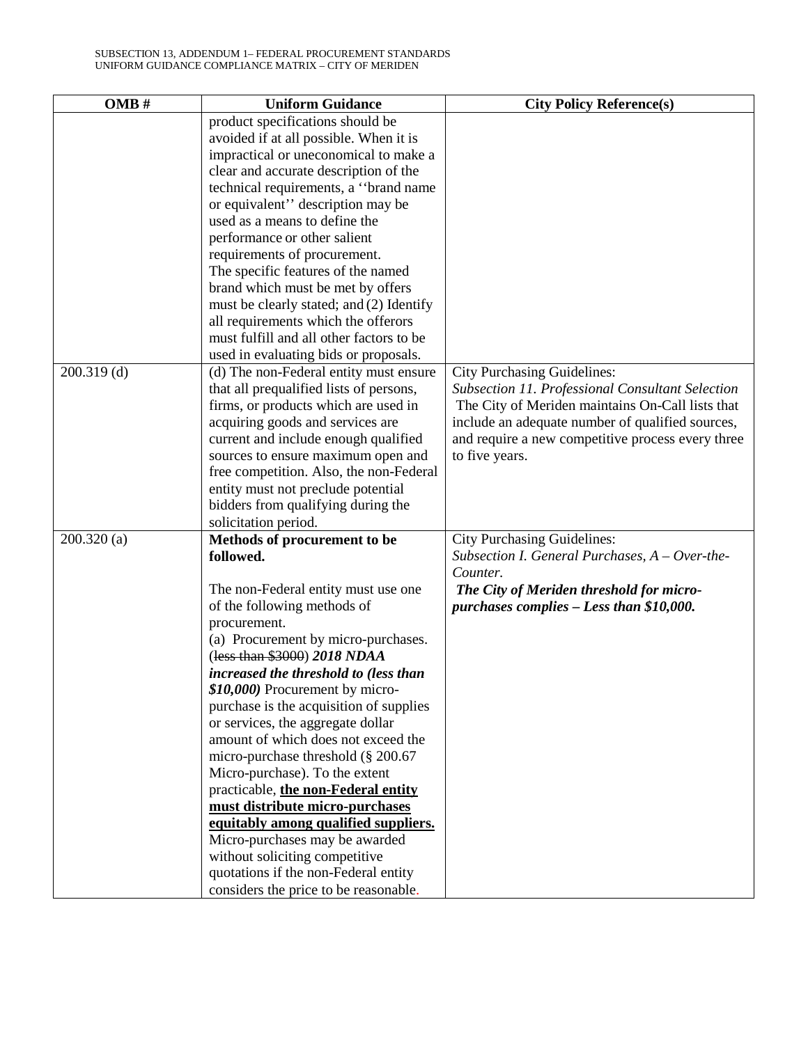| OMB # | Uniform Guidance | City Policy Reference(s) |
|---|---|---|
| | product specifications should be avoided if at all possible. When it is impractical or uneconomical to make a clear and accurate description of the technical requirements, a ''brand name or equivalent'' description may be used as a means to define the performance or other salient requirements of procurement. The specific features of the named brand which must be met by offers must be clearly stated; and (2) Identify all requirements which the offerors must fulfill and all other factors to be used in evaluating bids or proposals. | |
| 200.319 (d) | (d) The non-Federal entity must ensure that all prequalified lists of persons, firms, or products which are used in acquiring goods and services are current and include enough qualified sources to ensure maximum open and free competition. Also, the non-Federal entity must not preclude potential bidders from qualifying during the solicitation period. | City Purchasing Guidelines: *Subsection 11. Professional Consultant Selection* The City of Meriden maintains On-Call lists that include an adequate number of qualified sources, and require a new competitive process every three to five years. |
| 200.320 (a) | **Methods of procurement to be followed.**<br><br>The non-Federal entity must use one of the following methods of procurement.<br>(a) Procurement by micro-purchases. (~~less than $3000~~) ***2018 NDAA increased the threshold to (less than $10,000)*** Procurement by micro-purchase is the acquisition of supplies or services, the aggregate dollar amount of which does not exceed the micro-purchase threshold (§ 200.67 Micro-purchase). To the extent practicable, **the non-Federal entity must distribute micro-purchases equitably among qualified suppliers.** Micro-purchases may be awarded without soliciting competitive quotations if the non-Federal entity considers the price to be reasonable. | City Purchasing Guidelines: *Subsection I. General Purchases, A – Over-the-Counter.* ***The City of Meriden threshold for micro-purchases complies – Less than $10,000.*** |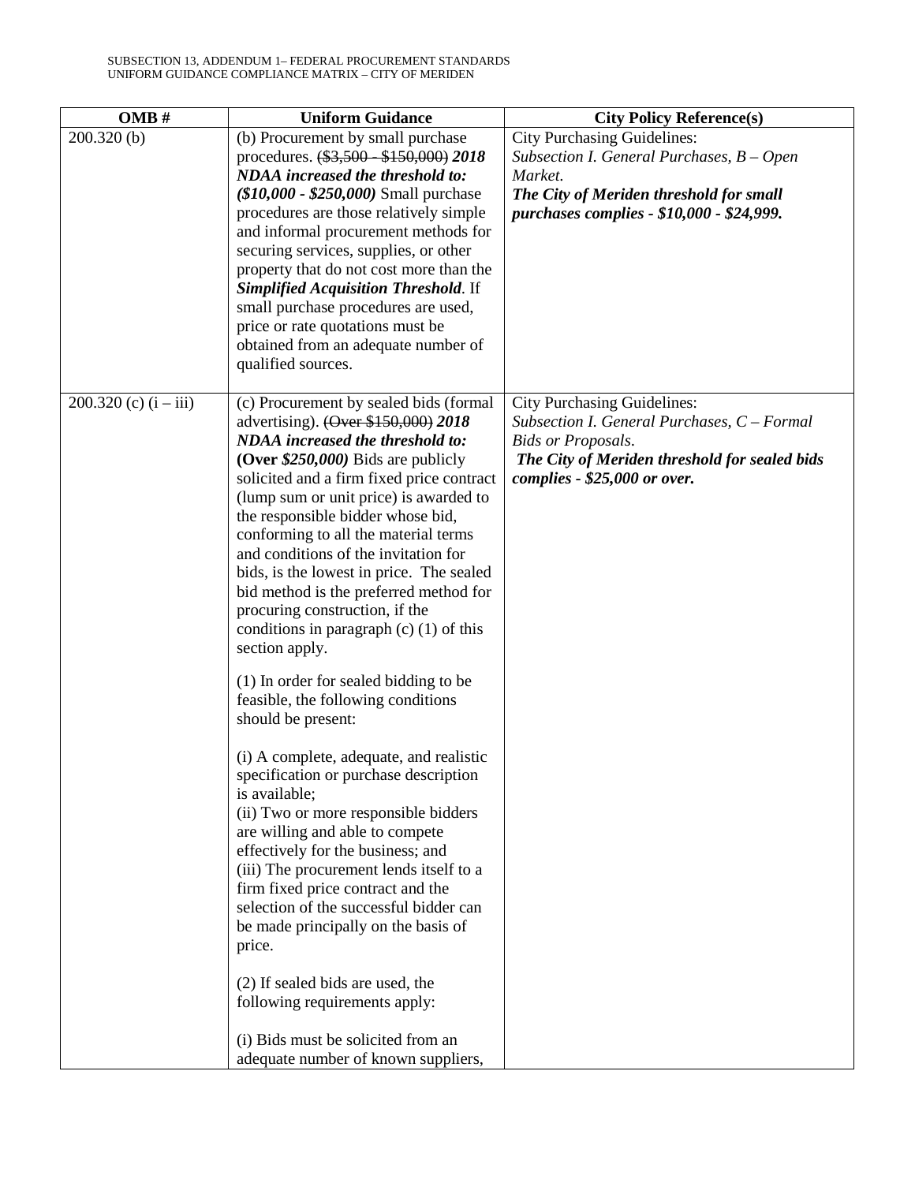SUBSECTION 13, ADDENDUM 1– FEDERAL PROCUREMENT STANDARDS
UNIFORM GUIDANCE COMPLIANCE MATRIX – CITY OF MERIDEN

| OMB # | Uniform Guidance | City Policy Reference(s) |
|---|---|---|
| 200.320 (b) | (b) Procurement by small purchase procedures. ~~($3,500 - $150,000)~~ ***2018 NDAA increased the threshold to: ($10,000 - $250,000)*** Small purchase procedures are those relatively simple and informal procurement methods for securing services, supplies, or other property that do not cost more than the ***Simplified Acquisition Threshold***. If small purchase procedures are used, price or rate quotations must be obtained from an adequate number of qualified sources. | City Purchasing Guidelines:<br>*Subsection I. General Purchases, B – Open Market.*<br>***The City of Meriden threshold for small purchases complies - $10,000 - $24,999.*** |
| 200.320 (c) (i – iii) | (c) Procurement by sealed bids (formal advertising). ~~(Over $150,000)~~ ***2018 NDAA increased the threshold to:*** **(Over *$250,000*)** Bids are publicly solicited and a firm fixed price contract (lump sum or unit price) is awarded to the responsible bidder whose bid, conforming to all the material terms and conditions of the invitation for bids, is the lowest in price. The sealed bid method is the preferred method for procuring construction, if the conditions in paragraph (c) (1) of this section apply.<br><br>(1) In order for sealed bidding to be feasible, the following conditions should be present:<br><br>(i) A complete, adequate, and realistic specification or purchase description is available;<br>(ii) Two or more responsible bidders are willing and able to compete effectively for the business; and<br>(iii) The procurement lends itself to a firm fixed price contract and the selection of the successful bidder can be made principally on the basis of price.<br><br>(2) If sealed bids are used, the following requirements apply:<br><br>(i) Bids must be solicited from an adequate number of known suppliers, | City Purchasing Guidelines:<br>*Subsection I. General Purchases, C – Formal Bids or Proposals.*<br>***The City of Meriden threshold for sealed bids complies - $25,000 or over.*** |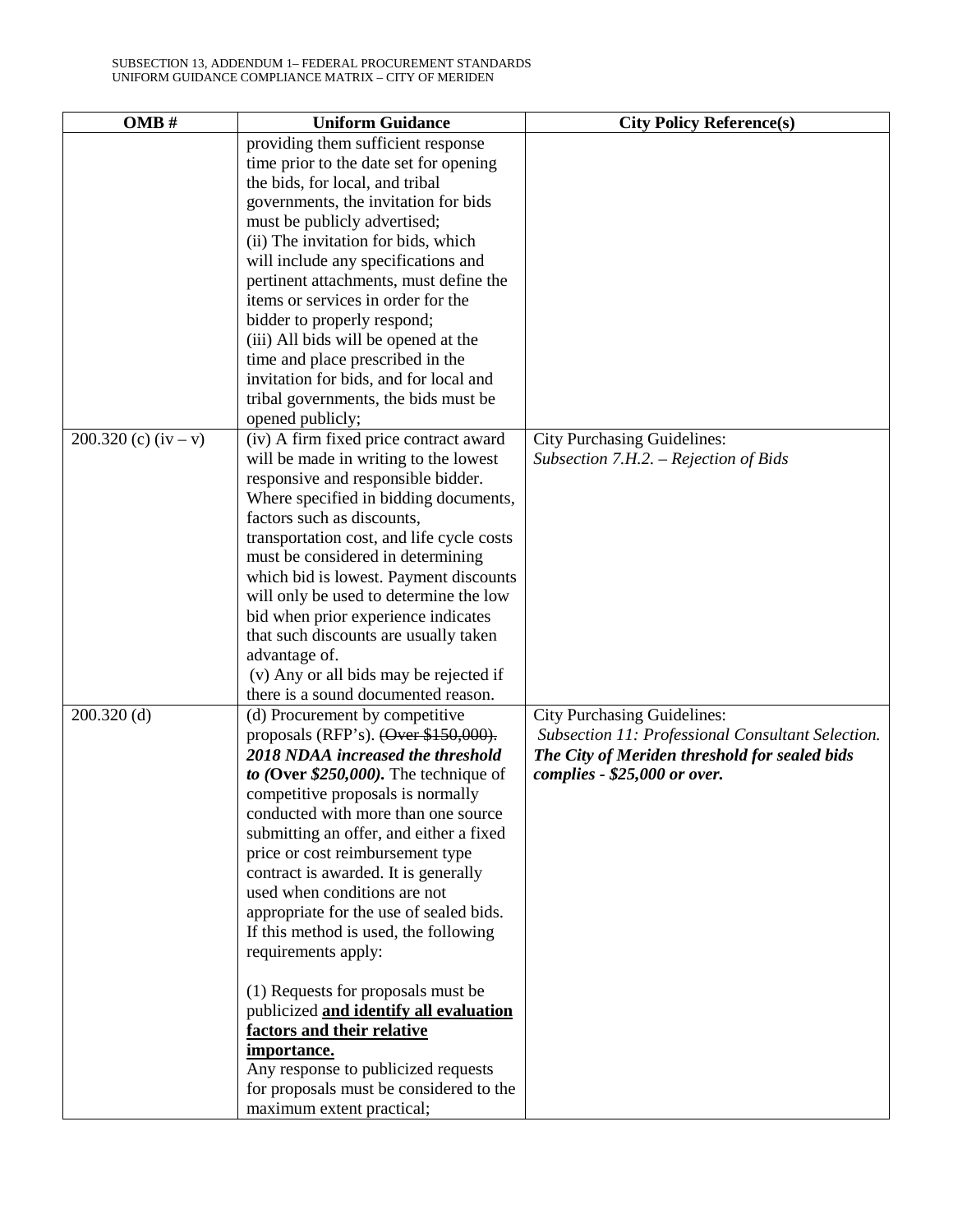| OMB # | Uniform Guidance | City Policy Reference(s) |
|---|---|---|
| | providing them sufficient response time prior to the date set for opening the bids, for local, and tribal governments, the invitation for bids must be publicly advertised;<br>(ii) The invitation for bids, which will include any specifications and pertinent attachments, must define the items or services in order for the bidder to properly respond;<br>(iii) All bids will be opened at the time and place prescribed in the invitation for bids, and for local and tribal governments, the bids must be opened publicly; | |
| 200.320 (c) (iv – v) | (iv) A firm fixed price contract award will be made in writing to the lowest responsive and responsible bidder. Where specified in bidding documents, factors such as discounts, transportation cost, and life cycle costs must be considered in determining which bid is lowest. Payment discounts will only be used to determine the low bid when prior experience indicates that such discounts are usually taken advantage of.<br>(v) Any or all bids may be rejected if there is a sound documented reason. | City Purchasing Guidelines:<br>*Subsection 7.H.2. – Rejection of Bids* |
| 200.320 (d) | (d) Procurement by competitive proposals (RFP's). ~~(Over $150,000).~~ ***2018 NDAA increased the threshold to (*****Over** ***$250,000).*** The technique of competitive proposals is normally conducted with more than one source submitting an offer, and either a fixed price or cost reimbursement type contract is awarded. It is generally used when conditions are not appropriate for the use of sealed bids. If this method is used, the following requirements apply:<br><br>(1) Requests for proposals must be publicized <u>**and identify all evaluation factors and their relative importance.**</u><br>Any response to publicized requests for proposals must be considered to the maximum extent practical; | City Purchasing Guidelines:<br>*Subsection 11: Professional Consultant Selection.*<br>***The City of Meriden threshold for sealed bids complies - $25,000 or over.*** |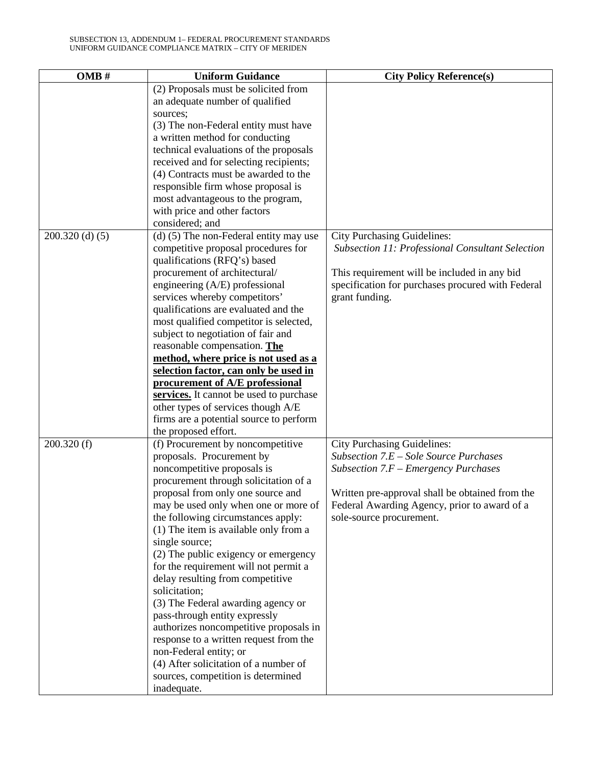| OMB # | Uniform Guidance | City Policy Reference(s) |
|---|---|---|
| | (2) Proposals must be solicited from an adequate number of qualified sources;<br>(3) The non-Federal entity must have a written method for conducting technical evaluations of the proposals received and for selecting recipients;<br>(4) Contracts must be awarded to the responsible firm whose proposal is most advantageous to the program, with price and other factors considered; and | |
| 200.320 (d) (5) | (d) (5) The non-Federal entity may use competitive proposal procedures for qualifications (RFQ's) based procurement of architectural/ engineering (A/E) professional services whereby competitors' qualifications are evaluated and the most qualified competitor is selected, subject to negotiation of fair and reasonable compensation. **<u>The method, where price is not used as a selection factor, can only be used in procurement of A/E professional services.</u>** It cannot be used to purchase other types of services though A/E firms are a potential source to perform the proposed effort. | City Purchasing Guidelines:<br>*Subsection 11: Professional Consultant Selection*<br><br>This requirement will be included in any bid specification for purchases procured with Federal grant funding. |
| 200.320 (f) | (f) Procurement by noncompetitive proposals. Procurement by noncompetitive proposals is procurement through solicitation of a proposal from only one source and may be used only when one or more of the following circumstances apply:<br>(1) The item is available only from a single source;<br>(2) The public exigency or emergency for the requirement will not permit a delay resulting from competitive solicitation;<br>(3) The Federal awarding agency or pass-through entity expressly authorizes noncompetitive proposals in response to a written request from the non-Federal entity; or<br>(4) After solicitation of a number of sources, competition is determined inadequate. | City Purchasing Guidelines:<br>*Subsection 7.E – Sole Source Purchases*<br>*Subsection 7.F – Emergency Purchases*<br><br>Written pre-approval shall be obtained from the Federal Awarding Agency, prior to award of a sole-source procurement. |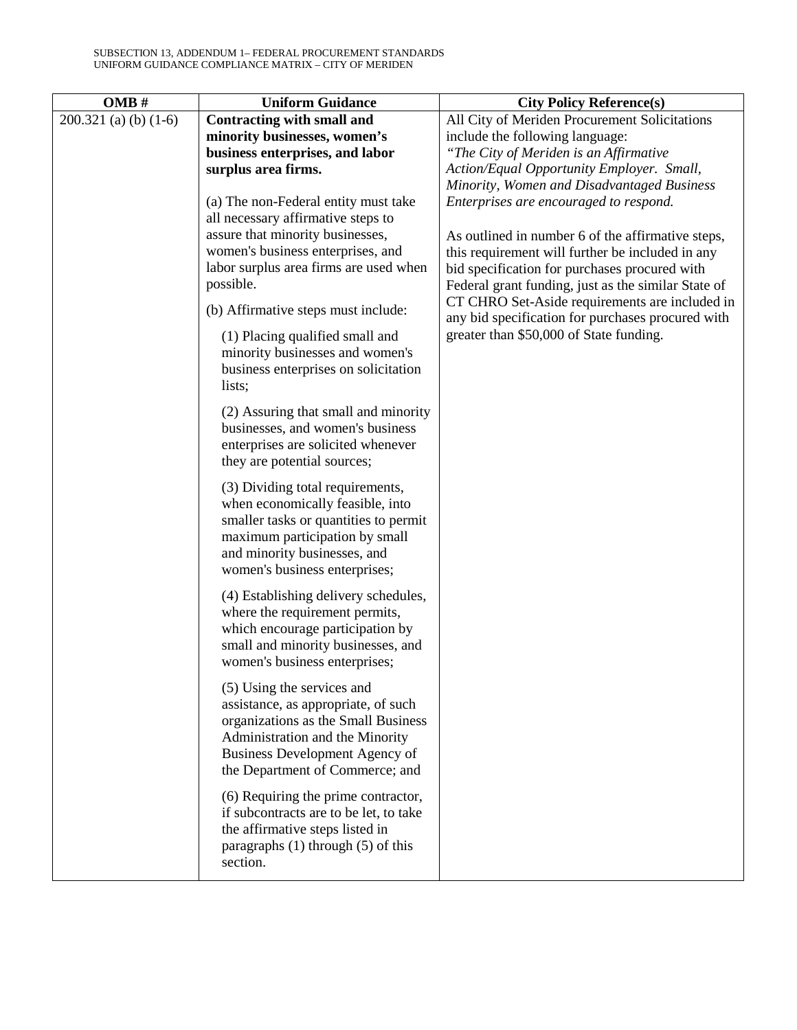| OMB # | Uniform Guidance | City Policy Reference(s) |
|---|---|---|
| 200.321 (a) (b) (1-6) | **Contracting with small and minority businesses, women's business enterprises, and labor surplus area firms.**<br><br>(a) The non-Federal entity must take all necessary affirmative steps to assure that minority businesses, women's business enterprises, and labor surplus area firms are used when possible.<br><br>(b) Affirmative steps must include:<br><br>(1) Placing qualified small and minority businesses and women's business enterprises on solicitation lists;<br><br>(2) Assuring that small and minority businesses, and women's business enterprises are solicited whenever they are potential sources;<br><br>(3) Dividing total requirements, when economically feasible, into smaller tasks or quantities to permit maximum participation by small and minority businesses, and women's business enterprises;<br><br>(4) Establishing delivery schedules, where the requirement permits, which encourage participation by small and minority businesses, and women's business enterprises;<br><br>(5) Using the services and assistance, as appropriate, of such organizations as the Small Business Administration and the Minority Business Development Agency of the Department of Commerce; and<br><br>(6) Requiring the prime contractor, if subcontracts are to be let, to take the affirmative steps listed in paragraphs (1) through (5) of this section. | All City of Meriden Procurement Solicitations include the following language:<br>*"The City of Meriden is an Affirmative Action/Equal Opportunity Employer. Small, Minority, Women and Disadvantaged Business Enterprises are encouraged to respond.*<br><br>As outlined in number 6 of the affirmative steps, this requirement will further be included in any bid specification for purchases procured with Federal grant funding, just as the similar State of CT CHRO Set-Aside requirements are included in any bid specification for purchases procured with greater than $50,000 of State funding. |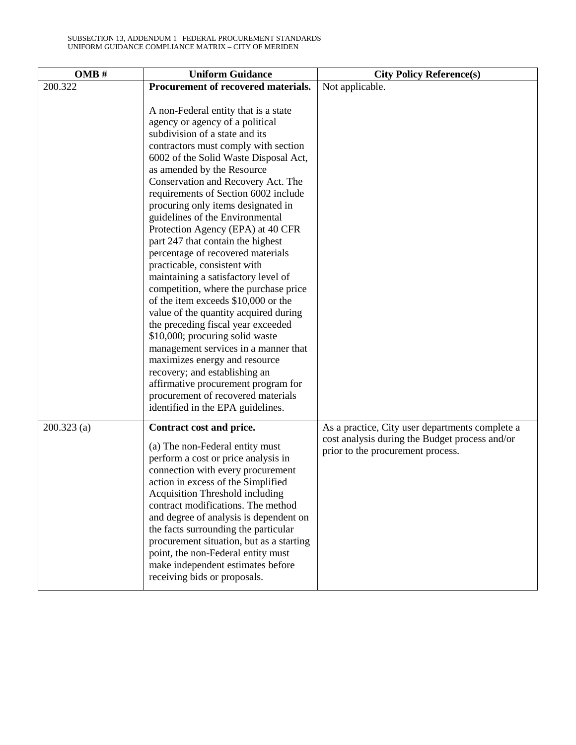| OMB # | Uniform Guidance | City Policy Reference(s) |
|---|---|---|
| 200.322 | **Procurement of recovered materials.**<br><br>A non-Federal entity that is a state agency or agency of a political subdivision of a state and its contractors must comply with section 6002 of the Solid Waste Disposal Act, as amended by the Resource Conservation and Recovery Act. The requirements of Section 6002 include procuring only items designated in guidelines of the Environmental Protection Agency (EPA) at 40 CFR part 247 that contain the highest percentage of recovered materials practicable, consistent with maintaining a satisfactory level of competition, where the purchase price of the item exceeds $10,000 or the value of the quantity acquired during the preceding fiscal year exceeded $10,000; procuring solid waste management services in a manner that maximizes energy and resource recovery; and establishing an affirmative procurement program for procurement of recovered materials identified in the EPA guidelines. | Not applicable. |
| 200.323 (a) | **Contract cost and price.**<br><br>(a) The non-Federal entity must perform a cost or price analysis in connection with every procurement action in excess of the Simplified Acquisition Threshold including contract modifications. The method and degree of analysis is dependent on the facts surrounding the particular procurement situation, but as a starting point, the non-Federal entity must make independent estimates before receiving bids or proposals. | As a practice, City user departments complete a cost analysis during the Budget process and/or prior to the procurement process. |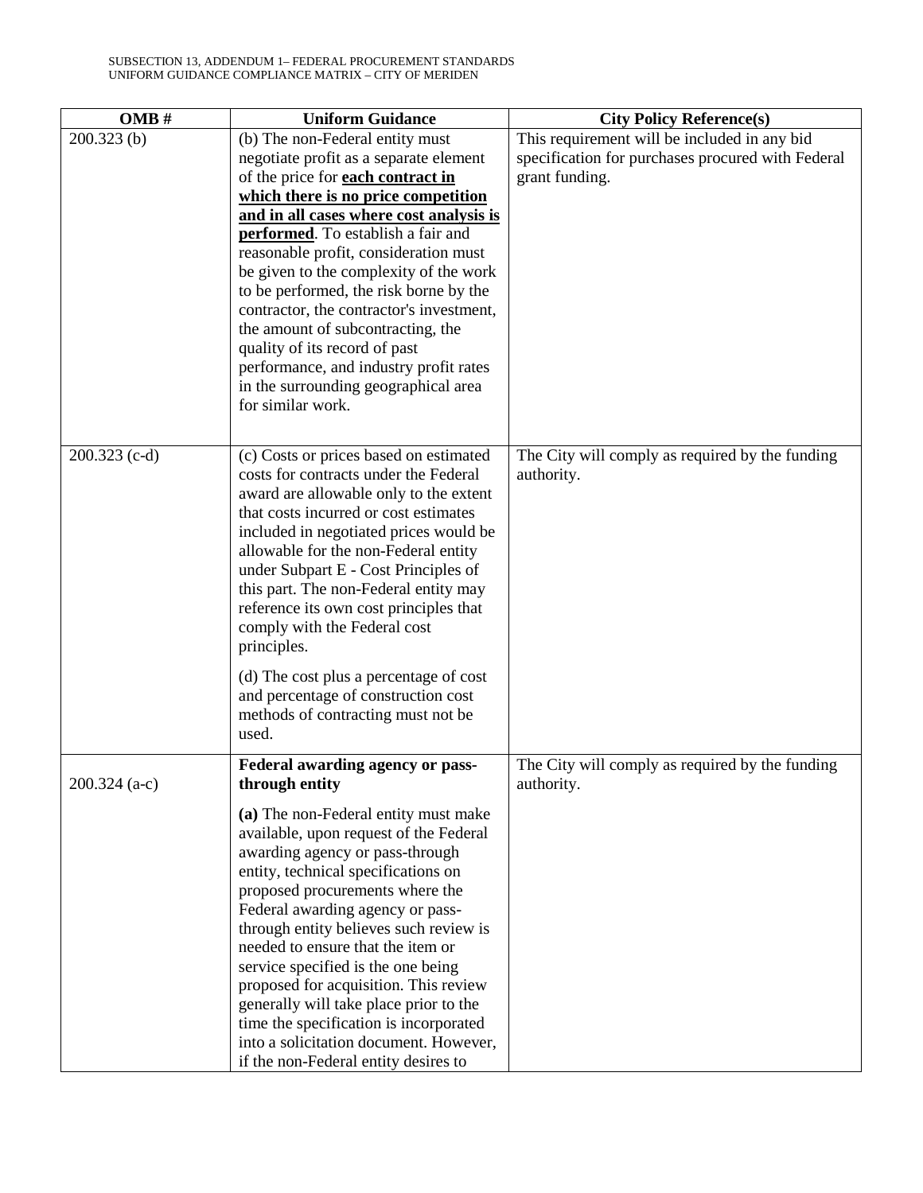| OMB # | Uniform Guidance | City Policy Reference(s) |
|---|---|---|
| 200.323 (b) | (b) The non-Federal entity must negotiate profit as a separate element of the price for **each contract in which there is no price competition and in all cases where cost analysis is performed**. To establish a fair and reasonable profit, consideration must be given to the complexity of the work to be performed, the risk borne by the contractor, the contractor's investment, the amount of subcontracting, the quality of its record of past performance, and industry profit rates in the surrounding geographical area for similar work. | This requirement will be included in any bid specification for purchases procured with Federal grant funding. |
| 200.323 (c-d) | (c) Costs or prices based on estimated costs for contracts under the Federal award are allowable only to the extent that costs incurred or cost estimates included in negotiated prices would be allowable for the non-Federal entity under Subpart E - Cost Principles of this part. The non-Federal entity may reference its own cost principles that comply with the Federal cost principles.<br><br>(d) The cost plus a percentage of cost and percentage of construction cost methods of contracting must not be used. | The City will comply as required by the funding authority. |
| 200.324 (a-c) | **Federal awarding agency or pass-through entity**<br><br>**(a)** The non-Federal entity must make available, upon request of the Federal awarding agency or pass-through entity, technical specifications on proposed procurements where the Federal awarding agency or pass-through entity believes such review is needed to ensure that the item or service specified is the one being proposed for acquisition. This review generally will take place prior to the time the specification is incorporated into a solicitation document. However, if the non-Federal entity desires to | The City will comply as required by the funding authority. |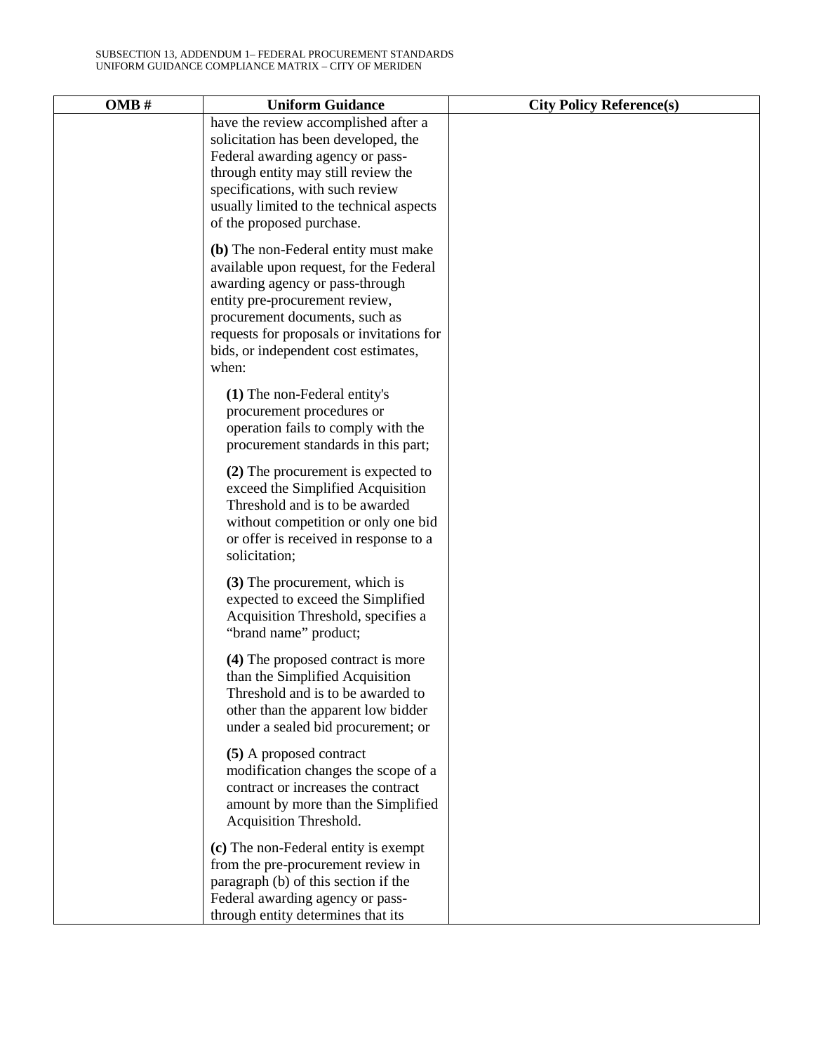| OMB # | Uniform Guidance | City Policy Reference(s) |
| --- | --- | --- |
| | have the review accomplished after a solicitation has been developed, the Federal awarding agency or pass-through entity may still review the specifications, with such review usually limited to the technical aspects of the proposed purchase.<br><br>**(b)** The non-Federal entity must make available upon request, for the Federal awarding agency or pass-through entity pre-procurement review, procurement documents, such as requests for proposals or invitations for bids, or independent cost estimates, when:<br><br>**(1)** The non-Federal entity's procurement procedures or operation fails to comply with the procurement standards in this part;<br><br>**(2)** The procurement is expected to exceed the Simplified Acquisition Threshold and is to be awarded without competition or only one bid or offer is received in response to a solicitation;<br><br>**(3)** The procurement, which is expected to exceed the Simplified Acquisition Threshold, specifies a "brand name" product;<br><br>**(4)** The proposed contract is more than the Simplified Acquisition Threshold and is to be awarded to other than the apparent low bidder under a sealed bid procurement; or<br><br>**(5)** A proposed contract modification changes the scope of a contract or increases the contract amount by more than the Simplified Acquisition Threshold.<br><br>**(c)** The non-Federal entity is exempt from the pre-procurement review in paragraph (b) of this section if the Federal awarding agency or pass-through entity determines that its | |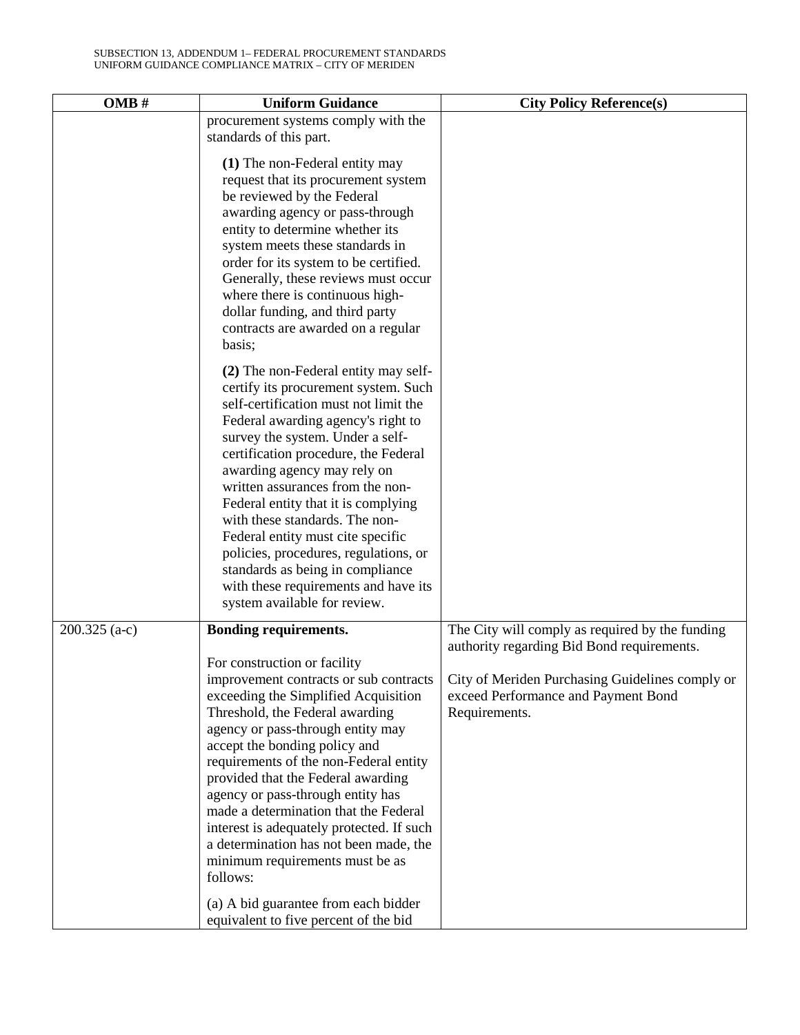| OMB # | Uniform Guidance | City Policy Reference(s) |
|---|---|---|
| | procurement systems comply with the standards of this part.<br><br>**(1)** The non-Federal entity may request that its procurement system be reviewed by the Federal awarding agency or pass-through entity to determine whether its system meets these standards in order for its system to be certified. Generally, these reviews must occur where there is continuous high-dollar funding, and third party contracts are awarded on a regular basis;<br><br>**(2)** The non-Federal entity may self-certify its procurement system. Such self-certification must not limit the Federal awarding agency's right to survey the system. Under a self-certification procedure, the Federal awarding agency may rely on written assurances from the non-Federal entity that it is complying with these standards. The non-Federal entity must cite specific policies, procedures, regulations, or standards as being in compliance with these requirements and have its system available for review. | |
| 200.325 (a-c) | **Bonding requirements.**<br><br>For construction or facility improvement contracts or sub contracts exceeding the Simplified Acquisition Threshold, the Federal awarding agency or pass-through entity may accept the bonding policy and requirements of the non-Federal entity provided that the Federal awarding agency or pass-through entity has made a determination that the Federal interest is adequately protected. If such a determination has not been made, the minimum requirements must be as follows:<br><br>(a) A bid guarantee from each bidder equivalent to five percent of the bid | The City will comply as required by the funding authority regarding Bid Bond requirements.<br><br>City of Meriden Purchasing Guidelines comply or exceed Performance and Payment Bond Requirements. |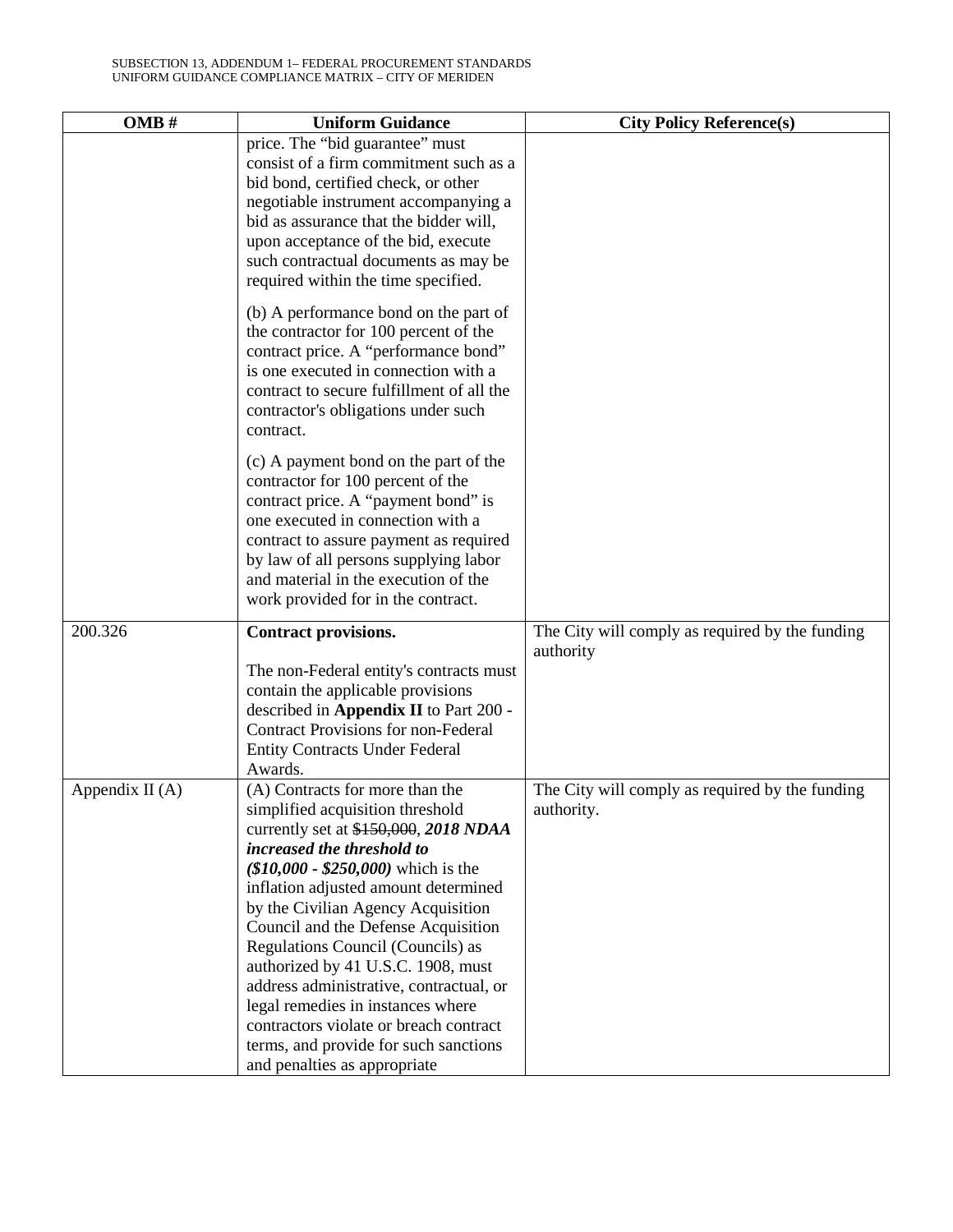| OMB # | Uniform Guidance | City Policy Reference(s) |
|---|---|---|
| | price. The "bid guarantee" must consist of a firm commitment such as a bid bond, certified check, or other negotiable instrument accompanying a bid as assurance that the bidder will, upon acceptance of the bid, execute such contractual documents as may be required within the time specified.<br><br>(b) A performance bond on the part of the contractor for 100 percent of the contract price. A "performance bond" is one executed in connection with a contract to secure fulfillment of all the contractor's obligations under such contract.<br><br>(c) A payment bond on the part of the contractor for 100 percent of the contract price. A "payment bond" is one executed in connection with a contract to assure payment as required by law of all persons supplying labor and material in the execution of the work provided for in the contract. | |
| 200.326 | **Contract provisions.**<br><br>The non-Federal entity's contracts must contain the applicable provisions described in **Appendix II** to Part 200 - Contract Provisions for non-Federal Entity Contracts Under Federal Awards. | The City will comply as required by the funding authority |
| Appendix II (A) | (A) Contracts for more than the simplified acquisition threshold currently set at ~~$150,000~~, ***2018 NDAA increased the threshold to ($10,000 - $250,000)*** which is the inflation adjusted amount determined by the Civilian Agency Acquisition Council and the Defense Acquisition Regulations Council (Councils) as authorized by 41 U.S.C. 1908, must address administrative, contractual, or legal remedies in instances where contractors violate or breach contract terms, and provide for such sanctions and penalties as appropriate | The City will comply as required by the funding authority. |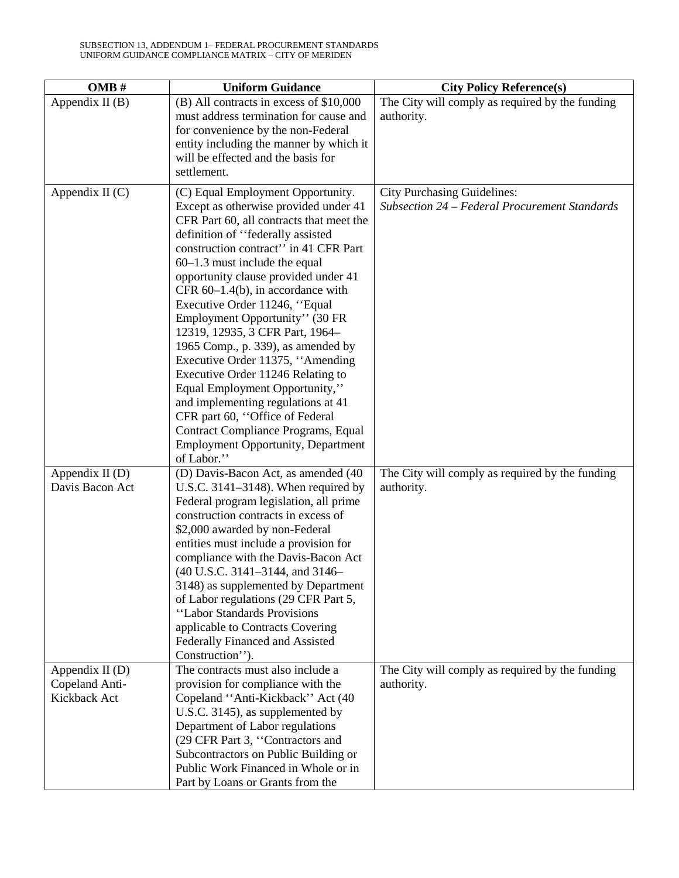| OMB # | Uniform Guidance | City Policy Reference(s) |
|---|---|---|
| Appendix II (B) | (B) All contracts in excess of $10,000 must address termination for cause and for convenience by the non-Federal entity including the manner by which it will be effected and the basis for settlement. | The City will comply as required by the funding authority. |
| Appendix II (C) | (C) Equal Employment Opportunity. Except as otherwise provided under 41 CFR Part 60, all contracts that meet the definition of ''federally assisted construction contract'' in 41 CFR Part 60–1.3 must include the equal opportunity clause provided under 41 CFR 60–1.4(b), in accordance with Executive Order 11246, ''Equal Employment Opportunity'' (30 FR 12319, 12935, 3 CFR Part, 1964–1965 Comp., p. 339), as amended by Executive Order 11375, ''Amending Executive Order 11246 Relating to Equal Employment Opportunity,'' and implementing regulations at 41 CFR part 60, ''Office of Federal Contract Compliance Programs, Equal Employment Opportunity, Department of Labor.'' | City Purchasing Guidelines: *Subsection 24 – Federal Procurement Standards* |
| Appendix II (D) Davis Bacon Act | (D) Davis-Bacon Act, as amended (40 U.S.C. 3141–3148). When required by Federal program legislation, all prime construction contracts in excess of $2,000 awarded by non-Federal entities must include a provision for compliance with the Davis-Bacon Act (40 U.S.C. 3141–3144, and 3146–3148) as supplemented by Department of Labor regulations (29 CFR Part 5, ''Labor Standards Provisions applicable to Contracts Covering Federally Financed and Assisted Construction''). | The City will comply as required by the funding authority. |
| Appendix II (D) Copeland Anti-Kickback Act | The contracts must also include a provision for compliance with the Copeland ''Anti-Kickback'' Act (40 U.S.C. 3145), as supplemented by Department of Labor regulations (29 CFR Part 3, ''Contractors and Subcontractors on Public Building or Public Work Financed in Whole or in Part by Loans or Grants from the | The City will comply as required by the funding authority. |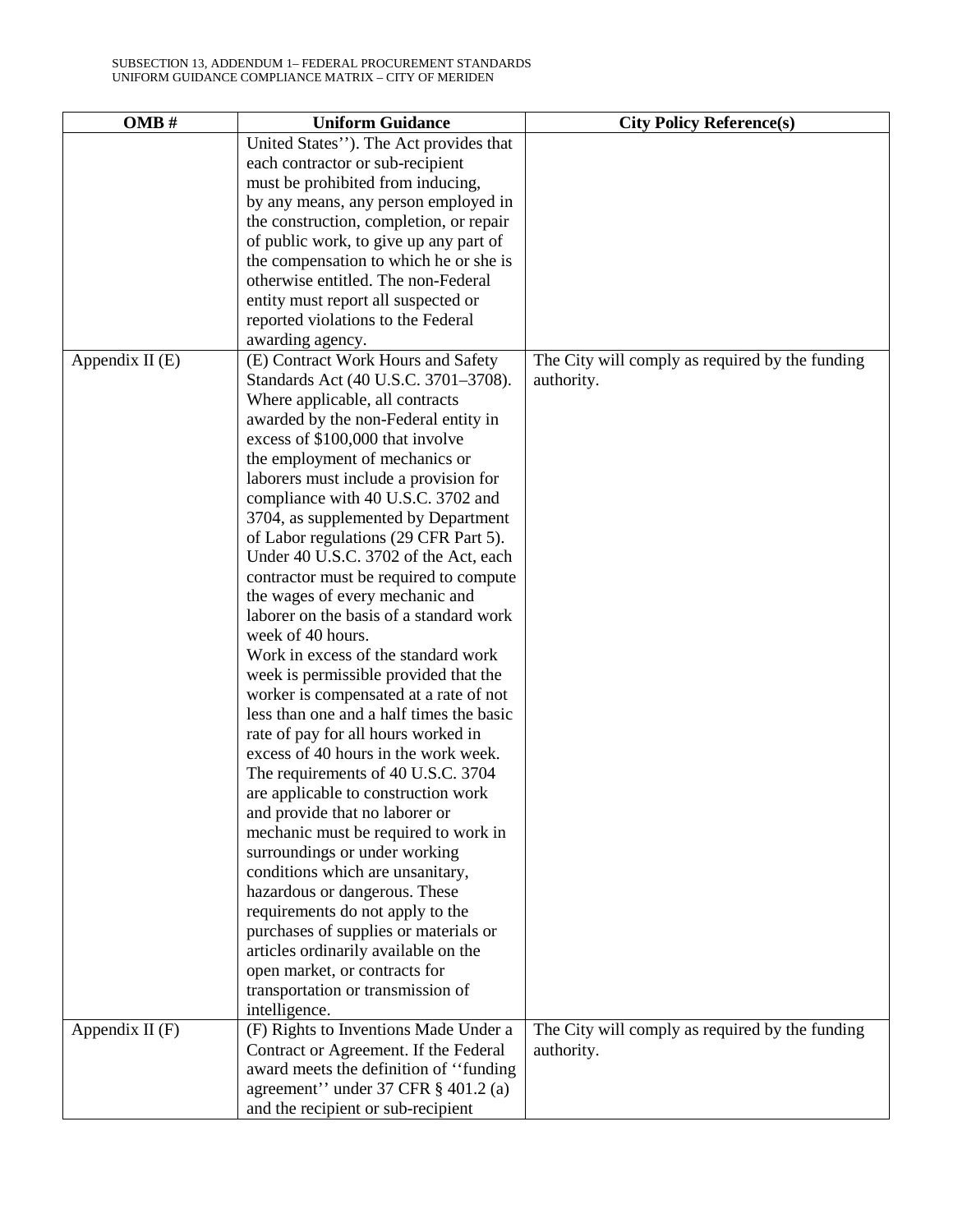| OMB # | Uniform Guidance | City Policy Reference(s) |
|---|---|---|
| | United States''). The Act provides that each contractor or sub-recipient must be prohibited from inducing, by any means, any person employed in the construction, completion, or repair of public work, to give up any part of the compensation to which he or she is otherwise entitled. The non-Federal entity must report all suspected or reported violations to the Federal awarding agency. | |
| Appendix II (E) | (E) Contract Work Hours and Safety Standards Act (40 U.S.C. 3701–3708). Where applicable, all contracts awarded by the non-Federal entity in excess of $100,000 that involve the employment of mechanics or laborers must include a provision for compliance with 40 U.S.C. 3702 and 3704, as supplemented by Department of Labor regulations (29 CFR Part 5). Under 40 U.S.C. 3702 of the Act, each contractor must be required to compute the wages of every mechanic and laborer on the basis of a standard work week of 40 hours. Work in excess of the standard work week is permissible provided that the worker is compensated at a rate of not less than one and a half times the basic rate of pay for all hours worked in excess of 40 hours in the work week. The requirements of 40 U.S.C. 3704 are applicable to construction work and provide that no laborer or mechanic must be required to work in surroundings or under working conditions which are unsanitary, hazardous or dangerous. These requirements do not apply to the purchases of supplies or materials or articles ordinarily available on the open market, or contracts for transportation or transmission of intelligence. | The City will comply as required by the funding authority. |
| Appendix II (F) | (F) Rights to Inventions Made Under a Contract or Agreement. If the Federal award meets the definition of ''funding agreement'' under 37 CFR § 401.2 (a) and the recipient or sub-recipient | The City will comply as required by the funding authority. |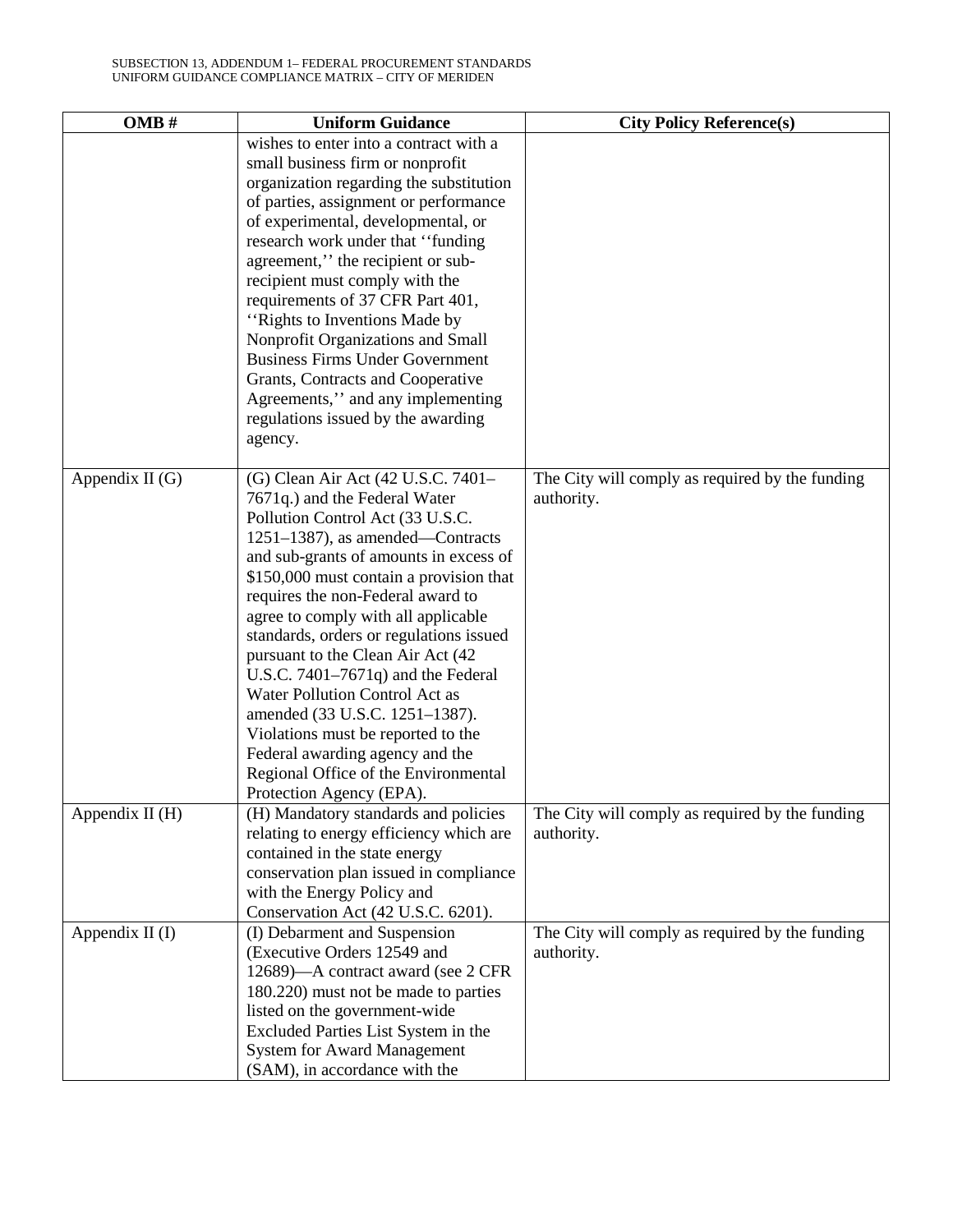| OMB # | Uniform Guidance | City Policy Reference(s) |
|---|---|---|
| | wishes to enter into a contract with a small business firm or nonprofit organization regarding the substitution of parties, assignment or performance of experimental, developmental, or research work under that ''funding agreement,'' the recipient or sub-recipient must comply with the requirements of 37 CFR Part 401, ''Rights to Inventions Made by Nonprofit Organizations and Small Business Firms Under Government Grants, Contracts and Cooperative Agreements,'' and any implementing regulations issued by the awarding agency. | |
| Appendix II (G) | (G) Clean Air Act (42 U.S.C. 7401–7671q.) and the Federal Water Pollution Control Act (33 U.S.C. 1251–1387), as amended—Contracts and sub-grants of amounts in excess of $150,000 must contain a provision that requires the non-Federal award to agree to comply with all applicable standards, orders or regulations issued pursuant to the Clean Air Act (42 U.S.C. 7401–7671q) and the Federal Water Pollution Control Act as amended (33 U.S.C. 1251–1387). Violations must be reported to the Federal awarding agency and the Regional Office of the Environmental Protection Agency (EPA). | The City will comply as required by the funding authority. |
| Appendix II (H) | (H) Mandatory standards and policies relating to energy efficiency which are contained in the state energy conservation plan issued in compliance with the Energy Policy and Conservation Act (42 U.S.C. 6201). | The City will comply as required by the funding authority. |
| Appendix II (I) | (I) Debarment and Suspension (Executive Orders 12549 and 12689)—A contract award (see 2 CFR 180.220) must not be made to parties listed on the government-wide Excluded Parties List System in the System for Award Management (SAM), in accordance with the | The City will comply as required by the funding authority. |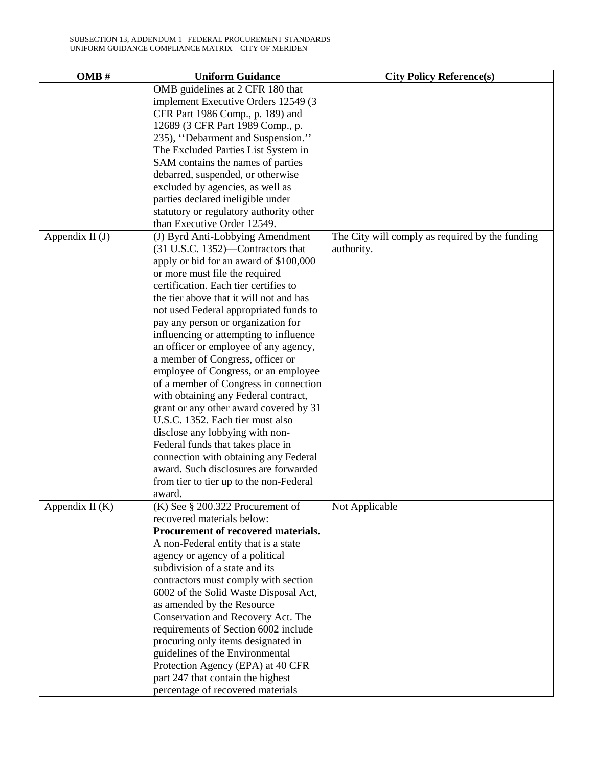| OMB # | Uniform Guidance | City Policy Reference(s) |
|---|---|---|
| | OMB guidelines at 2 CFR 180 that implement Executive Orders 12549 (3 CFR Part 1986 Comp., p. 189) and 12689 (3 CFR Part 1989 Comp., p. 235), ''Debarment and Suspension.'' The Excluded Parties List System in SAM contains the names of parties debarred, suspended, or otherwise excluded by agencies, as well as parties declared ineligible under statutory or regulatory authority other than Executive Order 12549. | |
| Appendix II (J) | (J) Byrd Anti-Lobbying Amendment (31 U.S.C. 1352)—Contractors that apply or bid for an award of $100,000 or more must file the required certification. Each tier certifies to the tier above that it will not and has not used Federal appropriated funds to pay any person or organization for influencing or attempting to influence an officer or employee of any agency, a member of Congress, officer or employee of Congress, or an employee of a member of Congress in connection with obtaining any Federal contract, grant or any other award covered by 31 U.S.C. 1352. Each tier must also disclose any lobbying with non-Federal funds that takes place in connection with obtaining any Federal award. Such disclosures are forwarded from tier to tier up to the non-Federal award. | The City will comply as required by the funding authority. |
| Appendix II (K) | (K) See § 200.322 Procurement of recovered materials below: **Procurement of recovered materials.** A non-Federal entity that is a state agency or agency of a political subdivision of a state and its contractors must comply with section 6002 of the Solid Waste Disposal Act, as amended by the Resource Conservation and Recovery Act. The requirements of Section 6002 include procuring only items designated in guidelines of the Environmental Protection Agency (EPA) at 40 CFR part 247 that contain the highest percentage of recovered materials | Not Applicable |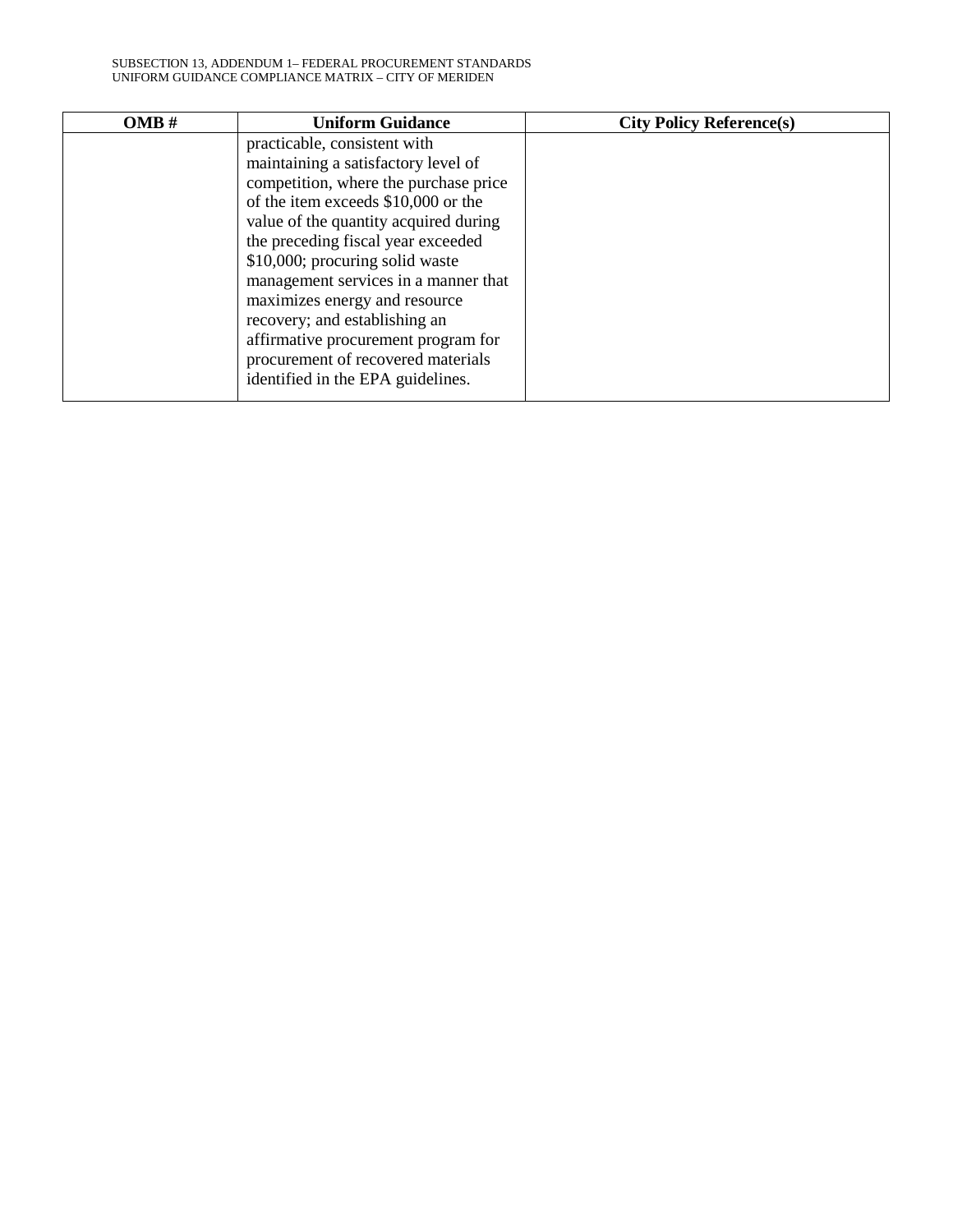| OMB # | Uniform Guidance | City Policy Reference(s) |
| --- | --- | --- |
| | practicable, consistent with maintaining a satisfactory level of competition, where the purchase price of the item exceeds $10,000 or the value of the quantity acquired during the preceding fiscal year exceeded $10,000; procuring solid waste management services in a manner that maximizes energy and resource recovery; and establishing an affirmative procurement program for procurement of recovered materials identified in the EPA guidelines. | |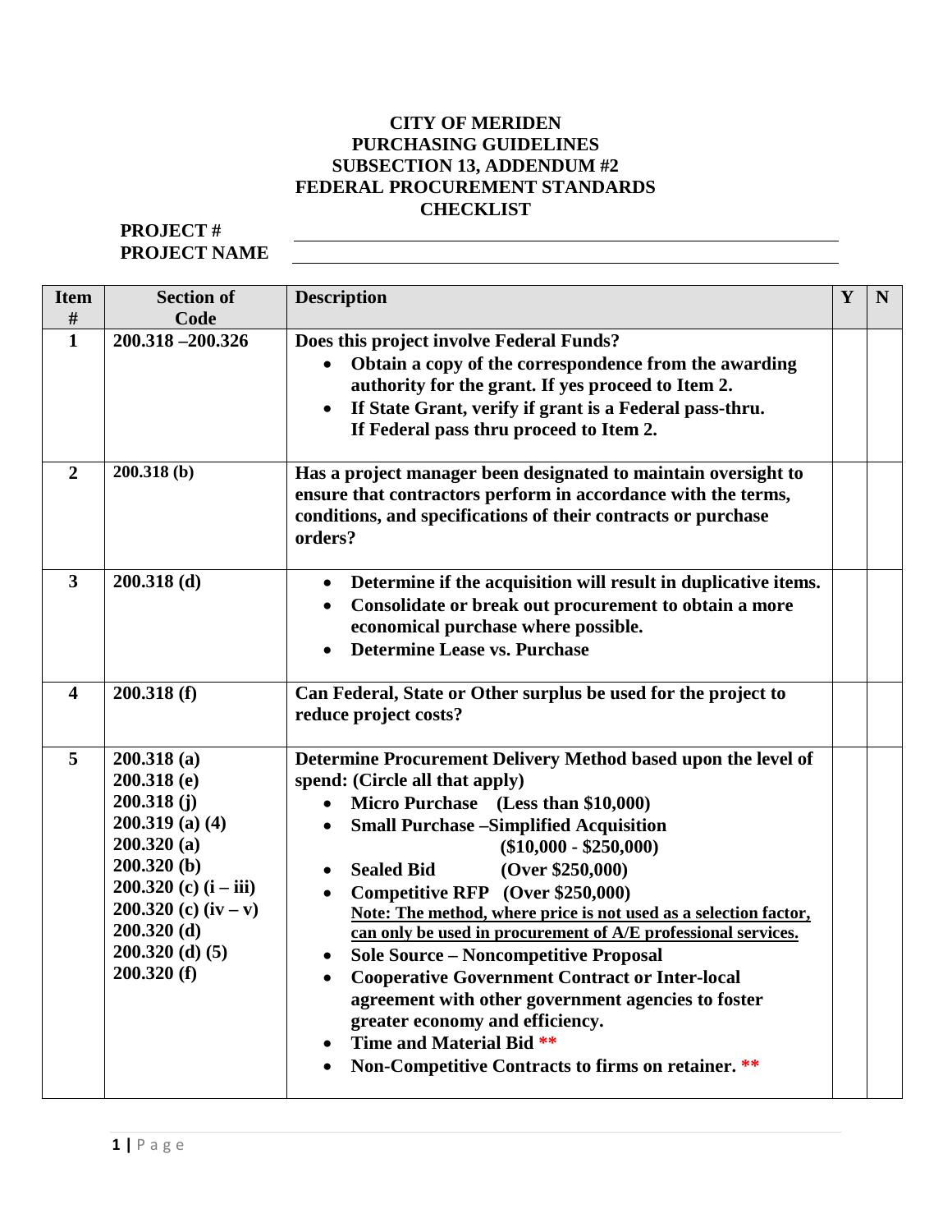**CITY OF MERIDEN**
**PURCHASING GUIDELINES**
**SUBSECTION 13, ADDENDUM #2**
**FEDERAL PROCUREMENT STANDARDS**
**CHECKLIST**

**PROJECT #** ______________________________

**PROJECT NAME** ______________________________

| Item # | Section of Code | Description | Y | N |
|---|---|---|---|---|
| **1** | **200.318 –200.326** | **Does this project involve Federal Funds?**<br>• **Obtain a copy of the correspondence from the awarding authority for the grant. If yes proceed to Item 2.**<br>• **If State Grant, verify if grant is a Federal pass-thru. If Federal pass thru proceed to Item 2.** | | |
| **2** | **200.318 (b)** | **Has a project manager been designated to maintain oversight to ensure that contractors perform in accordance with the terms, conditions, and specifications of their contracts or purchase orders?** | | |
| **3** | **200.318 (d)** | • **Determine if the acquisition will result in duplicative items.**<br>• **Consolidate or break out procurement to obtain a more economical purchase where possible.**<br>• **Determine Lease vs. Purchase** | | |
| **4** | **200.318 (f)** | **Can Federal, State or Other surplus be used for the project to reduce project costs?** | | |
| **5** | **200.318 (a)**<br>**200.318 (e)**<br>**200.318 (j)**<br>**200.319 (a) (4)**<br>**200.320 (a)**<br>**200.320 (b)**<br>**200.320 (c) (i – iii)**<br>**200.320 (c) (iv – v)**<br>**200.320 (d)**<br>**200.320 (d) (5)**<br>**200.320 (f)** | **Determine Procurement Delivery Method based upon the level of spend: (Circle all that apply)**<br>• **Micro Purchase (Less than $10,000)**<br>• **Small Purchase –Simplified Acquisition ($10,000 - $250,000)**<br>• **Sealed Bid (Over $250,000)**<br>• **Competitive RFP (Over $250,000)**<br>**Note: The method, where price is not used as a selection factor, can only be used in procurement of A/E professional services.**<br>• **Sole Source – Noncompetitive Proposal**<br>• **Cooperative Government Contract or Inter-local agreement with other government agencies to foster greater economy and efficiency.**<br>• **Time and Material Bid \*\***<br>• **Non-Competitive Contracts to firms on retainer. \*\*** | | |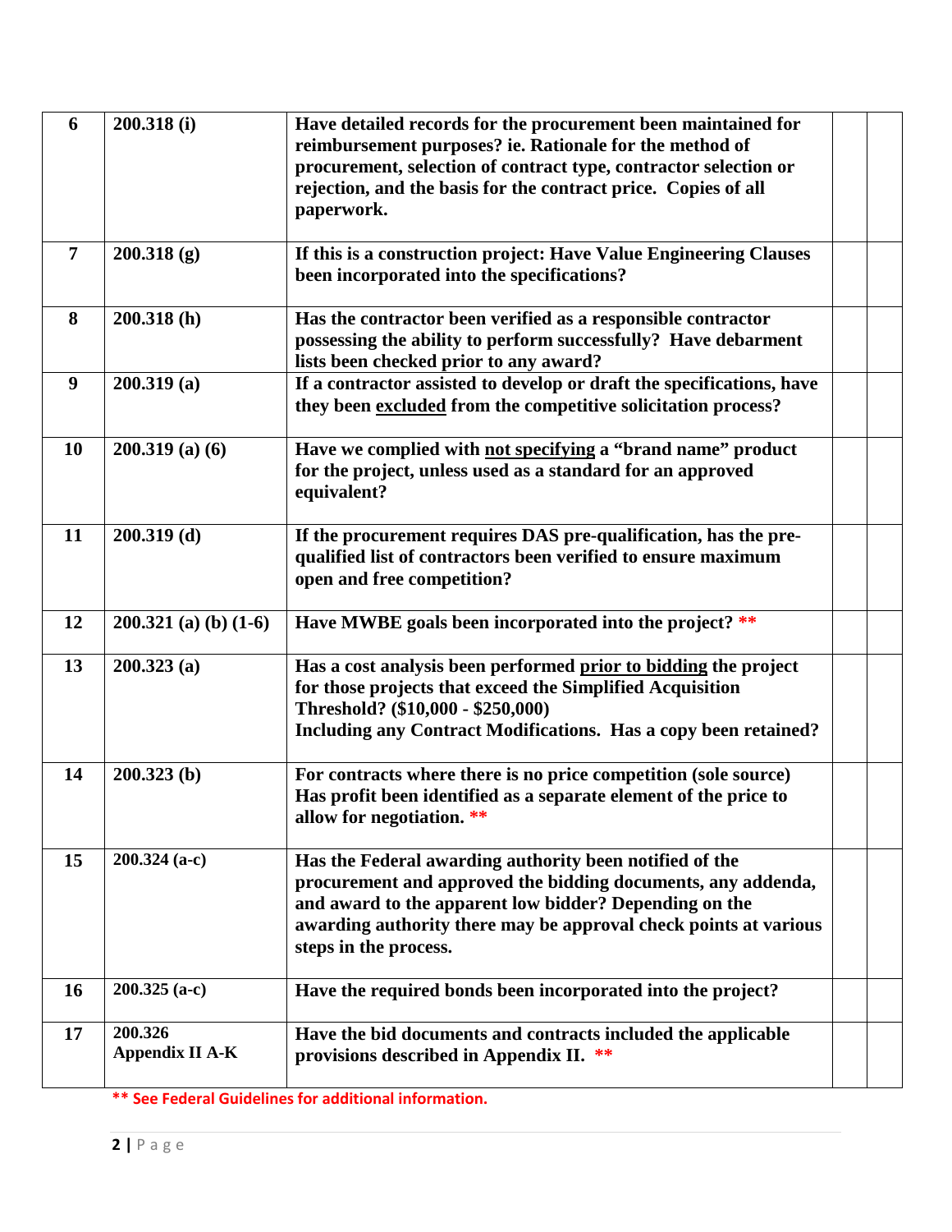| | | | | |
|---|---|---|---|---|
| 6 | 200.318 (i) | **Have detailed records for the procurement been maintained for reimbursement purposes? ie. Rationale for the method of procurement, selection of contract type, contractor selection or rejection, and the basis for the contract price. Copies of all paperwork.** | | |
| 7 | 200.318 (g) | **If this is a construction project: Have Value Engineering Clauses been incorporated into the specifications?** | | |
| 8 | 200.318 (h) | **Has the contractor been verified as a responsible contractor possessing the ability to perform successfully? Have debarment lists been checked prior to any award?** | | |
| 9 | 200.319 (a) | **If a contractor assisted to develop or draft the specifications, have they been excluded from the competitive solicitation process?** | | |
| 10 | 200.319 (a) (6) | **Have we complied with not specifying a "brand name" product for the project, unless used as a standard for an approved equivalent?** | | |
| 11 | 200.319 (d) | **If the procurement requires DAS pre-qualification, has the pre-qualified list of contractors been verified to ensure maximum open and free competition?** | | |
| 12 | 200.321 (a) (b) (1-6) | **Have MWBE goals been incorporated into the project? \*\*** | | |
| 13 | 200.323 (a) | **Has a cost analysis been performed prior to bidding the project for those projects that exceed the Simplified Acquisition Threshold? ($10,000 - $250,000) Including any Contract Modifications. Has a copy been retained?** | | |
| 14 | 200.323 (b) | **For contracts where there is no price competition (sole source) Has profit been identified as a separate element of the price to allow for negotiation. \*\*** | | |
| 15 | 200.324 (a-c) | **Has the Federal awarding authority been notified of the procurement and approved the bidding documents, any addenda, and award to the apparent low bidder? Depending on the awarding authority there may be approval check points at various steps in the process.** | | |
| 16 | 200.325 (a-c) | **Have the required bonds been incorporated into the project?** | | |
| 17 | 200.326 Appendix II A-K | **Have the bid documents and contracts included the applicable provisions described in Appendix II. \*\*** | | |

**\*\* See Federal Guidelines for additional information.**